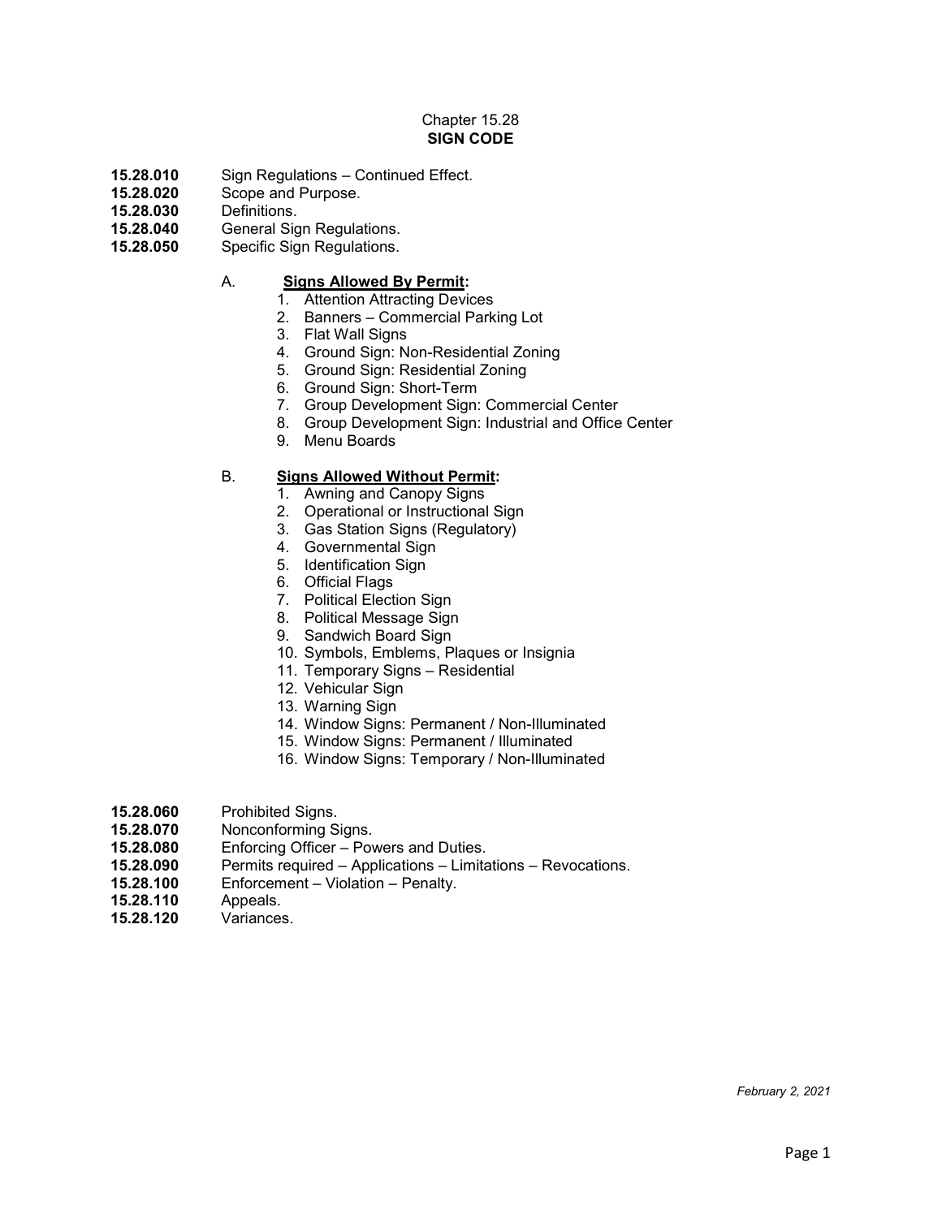Chapter 15.28
**SIGN CODE**

**15.28.010** Sign Regulations – Continued Effect.
**15.28.020** Scope and Purpose.
**15.28.030** Definitions.
**15.28.040** General Sign Regulations.
**15.28.050** Specific Sign Regulations.

A. **Signs Allowed By Permit:**

1. Attention Attracting Devices
2. Banners – Commercial Parking Lot
3. Flat Wall Signs
4. Ground Sign: Non-Residential Zoning
5. Ground Sign: Residential Zoning
6. Ground Sign: Short-Term
7. Group Development Sign: Commercial Center
8. Group Development Sign: Industrial and Office Center
9. Menu Boards

B. **Signs Allowed Without Permit:**

1. Awning and Canopy Signs
2. Operational or Instructional Sign
3. Gas Station Signs (Regulatory)
4. Governmental Sign
5. Identification Sign
6. Official Flags
7. Political Election Sign
8. Political Message Sign
9. Sandwich Board Sign
10. Symbols, Emblems, Plaques or Insignia
11. Temporary Signs – Residential
12. Vehicular Sign
13. Warning Sign
14. Window Signs: Permanent / Non-Illuminated
15. Window Signs: Permanent / Illuminated
16. Window Signs: Temporary / Non-Illuminated

**15.28.060** Prohibited Signs.
**15.28.070** Nonconforming Signs.
**15.28.080** Enforcing Officer – Powers and Duties.
**15.28.090** Permits required – Applications – Limitations – Revocations.
**15.28.100** Enforcement – Violation – Penalty.
**15.28.110** Appeals.
**15.28.120** Variances.

*February 2, 2021*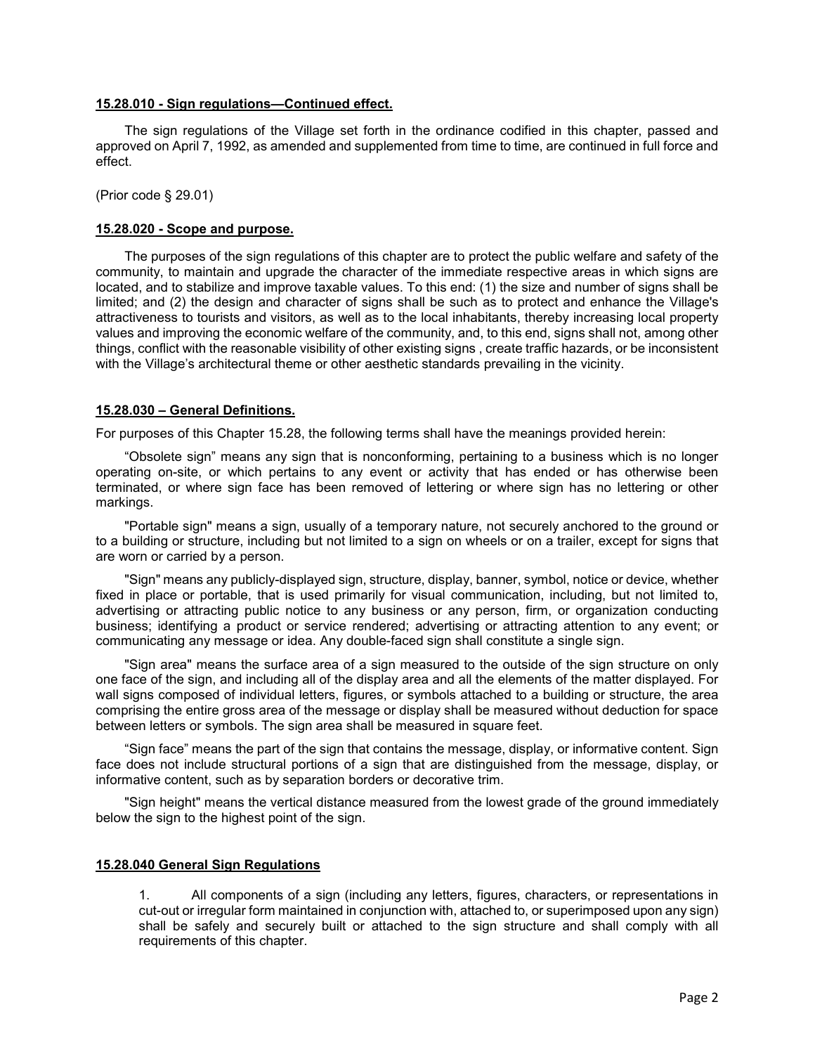**15.28.010 - Sign regulations—Continued effect.**

The sign regulations of the Village set forth in the ordinance codified in this chapter, passed and approved on April 7, 1992, as amended and supplemented from time to time, are continued in full force and effect.

(Prior code § 29.01)

**15.28.020 - Scope and purpose.**

The purposes of the sign regulations of this chapter are to protect the public welfare and safety of the community, to maintain and upgrade the character of the immediate respective areas in which signs are located, and to stabilize and improve taxable values. To this end: (1) the size and number of signs shall be limited; and (2) the design and character of signs shall be such as to protect and enhance the Village's attractiveness to tourists and visitors, as well as to the local inhabitants, thereby increasing local property values and improving the economic welfare of the community, and, to this end, signs shall not, among other things, conflict with the reasonable visibility of other existing signs , create traffic hazards, or be inconsistent with the Village's architectural theme or other aesthetic standards prevailing in the vicinity.

**15.28.030 – General Definitions.**

For purposes of this Chapter 15.28, the following terms shall have the meanings provided herein:

"Obsolete sign" means any sign that is nonconforming, pertaining to a business which is no longer operating on-site, or which pertains to any event or activity that has ended or has otherwise been terminated, or where sign face has been removed of lettering or where sign has no lettering or other markings.

"Portable sign" means a sign, usually of a temporary nature, not securely anchored to the ground or to a building or structure, including but not limited to a sign on wheels or on a trailer, except for signs that are worn or carried by a person.

"Sign" means any publicly-displayed sign, structure, display, banner, symbol, notice or device, whether fixed in place or portable, that is used primarily for visual communication, including, but not limited to, advertising or attracting public notice to any business or any person, firm, or organization conducting business; identifying a product or service rendered; advertising or attracting attention to any event; or communicating any message or idea. Any double-faced sign shall constitute a single sign.

"Sign area" means the surface area of a sign measured to the outside of the sign structure on only one face of the sign, and including all of the display area and all the elements of the matter displayed. For wall signs composed of individual letters, figures, or symbols attached to a building or structure, the area comprising the entire gross area of the message or display shall be measured without deduction for space between letters or symbols. The sign area shall be measured in square feet.

"Sign face" means the part of the sign that contains the message, display, or informative content. Sign face does not include structural portions of a sign that are distinguished from the message, display, or informative content, such as by separation borders or decorative trim.

"Sign height" means the vertical distance measured from the lowest grade of the ground immediately below the sign to the highest point of the sign.

**15.28.040 General Sign Regulations**

1. All components of a sign (including any letters, figures, characters, or representations in cut-out or irregular form maintained in conjunction with, attached to, or superimposed upon any sign) shall be safely and securely built or attached to the sign structure and shall comply with all requirements of this chapter.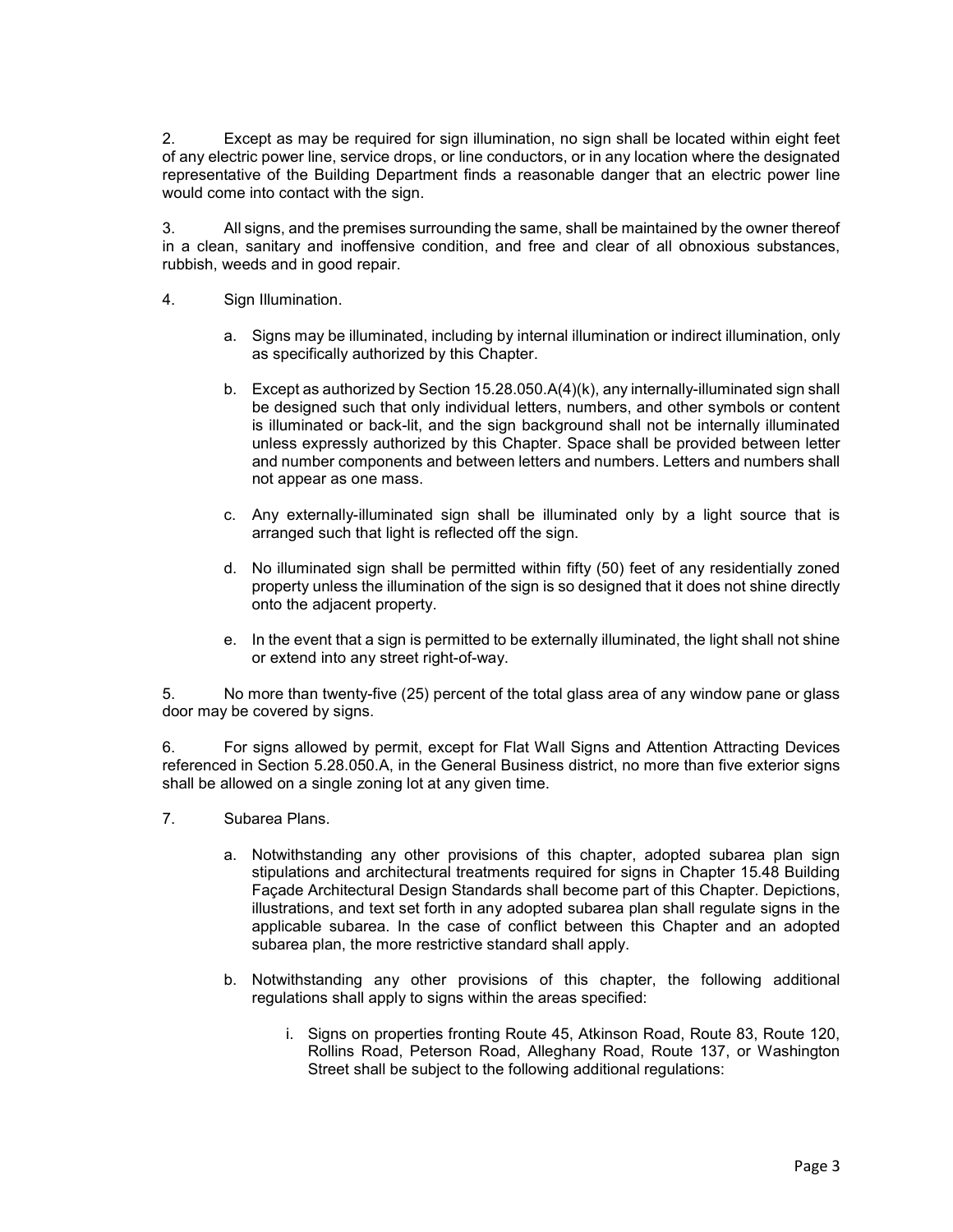2. Except as may be required for sign illumination, no sign shall be located within eight feet of any electric power line, service drops, or line conductors, or in any location where the designated representative of the Building Department finds a reasonable danger that an electric power line would come into contact with the sign.

3. All signs, and the premises surrounding the same, shall be maintained by the owner thereof in a clean, sanitary and inoffensive condition, and free and clear of all obnoxious substances, rubbish, weeds and in good repair.

4. Sign Illumination.

   a. Signs may be illuminated, including by internal illumination or indirect illumination, only as specifically authorized by this Chapter.

   b. Except as authorized by Section 15.28.050.A(4)(k), any internally-illuminated sign shall be designed such that only individual letters, numbers, and other symbols or content is illuminated or back-lit, and the sign background shall not be internally illuminated unless expressly authorized by this Chapter. Space shall be provided between letter and number components and between letters and numbers. Letters and numbers shall not appear as one mass.

   c. Any externally-illuminated sign shall be illuminated only by a light source that is arranged such that light is reflected off the sign.

   d. No illuminated sign shall be permitted within fifty (50) feet of any residentially zoned property unless the illumination of the sign is so designed that it does not shine directly onto the adjacent property.

   e. In the event that a sign is permitted to be externally illuminated, the light shall not shine or extend into any street right-of-way.

5. No more than twenty-five (25) percent of the total glass area of any window pane or glass door may be covered by signs.

6. For signs allowed by permit, except for Flat Wall Signs and Attention Attracting Devices referenced in Section 5.28.050.A, in the General Business district, no more than five exterior signs shall be allowed on a single zoning lot at any given time.

7. Subarea Plans.

   a. Notwithstanding any other provisions of this chapter, adopted subarea plan sign stipulations and architectural treatments required for signs in Chapter 15.48 Building Façade Architectural Design Standards shall become part of this Chapter. Depictions, illustrations, and text set forth in any adopted subarea plan shall regulate signs in the applicable subarea. In the case of conflict between this Chapter and an adopted subarea plan, the more restrictive standard shall apply.

   b. Notwithstanding any other provisions of this chapter, the following additional regulations shall apply to signs within the areas specified:

      i. Signs on properties fronting Route 45, Atkinson Road, Route 83, Route 120, Rollins Road, Peterson Road, Alleghany Road, Route 137, or Washington Street shall be subject to the following additional regulations: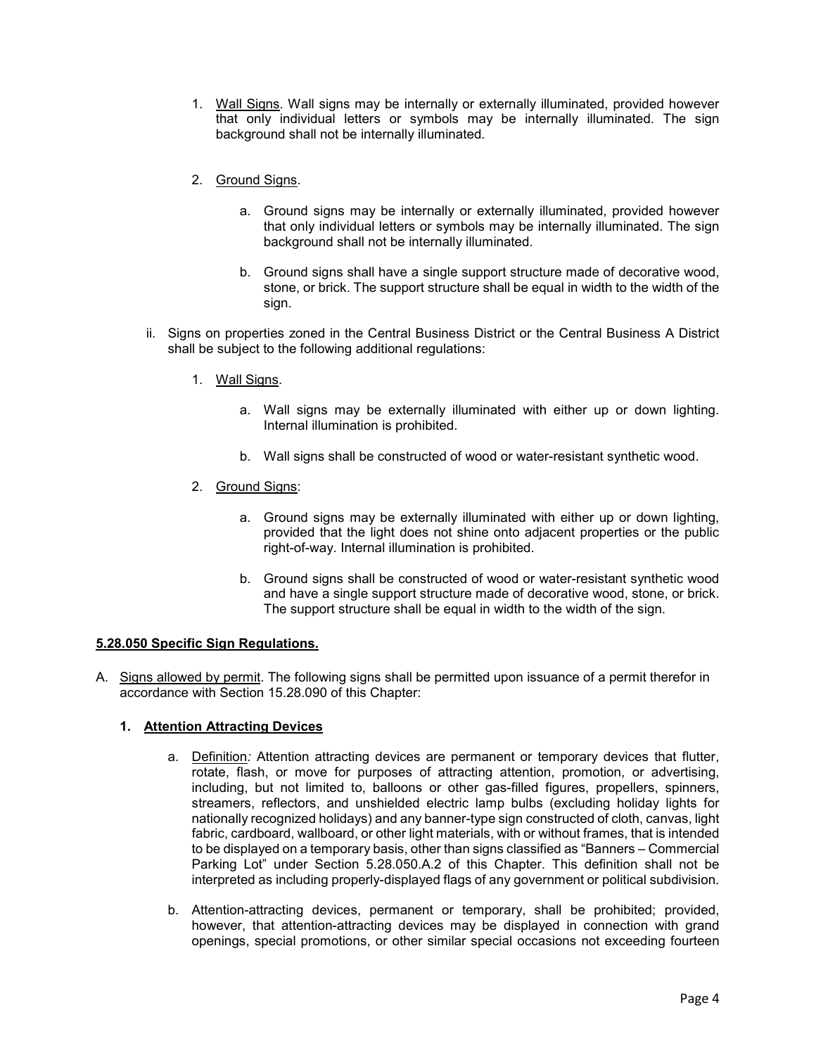1. Wall Signs. Wall signs may be internally or externally illuminated, provided however that only individual letters or symbols may be internally illuminated. The sign background shall not be internally illuminated.

2. Ground Signs.

    a. Ground signs may be internally or externally illuminated, provided however that only individual letters or symbols may be internally illuminated. The sign background shall not be internally illuminated.

    b. Ground signs shall have a single support structure made of decorative wood, stone, or brick. The support structure shall be equal in width to the width of the sign.

ii. Signs on properties zoned in the Central Business District or the Central Business A District shall be subject to the following additional regulations:

1. Wall Signs.

    a. Wall signs may be externally illuminated with either up or down lighting. Internal illumination is prohibited.

    b. Wall signs shall be constructed of wood or water-resistant synthetic wood.

2. Ground Signs:

    a. Ground signs may be externally illuminated with either up or down lighting, provided that the light does not shine onto adjacent properties or the public right-of-way. Internal illumination is prohibited.

    b. Ground signs shall be constructed of wood or water-resistant synthetic wood and have a single support structure made of decorative wood, stone, or brick. The support structure shall be equal in width to the width of the sign.

**5.28.050 Specific Sign Regulations.**

A. Signs allowed by permit. The following signs shall be permitted upon issuance of a permit therefor in accordance with Section 15.28.090 of this Chapter:

**1. Attention Attracting Devices**

a. Definition*:* Attention attracting devices are permanent or temporary devices that flutter, rotate, flash, or move for purposes of attracting attention, promotion, or advertising, including, but not limited to, balloons or other gas-filled figures, propellers, spinners, streamers, reflectors, and unshielded electric lamp bulbs (excluding holiday lights for nationally recognized holidays) and any banner-type sign constructed of cloth, canvas, light fabric, cardboard, wallboard, or other light materials, with or without frames, that is intended to be displayed on a temporary basis, other than signs classified as "Banners – Commercial Parking Lot" under Section 5.28.050.A.2 of this Chapter. This definition shall not be interpreted as including properly-displayed flags of any government or political subdivision.

b. Attention-attracting devices, permanent or temporary, shall be prohibited; provided, however, that attention-attracting devices may be displayed in connection with grand openings, special promotions, or other similar special occasions not exceeding fourteen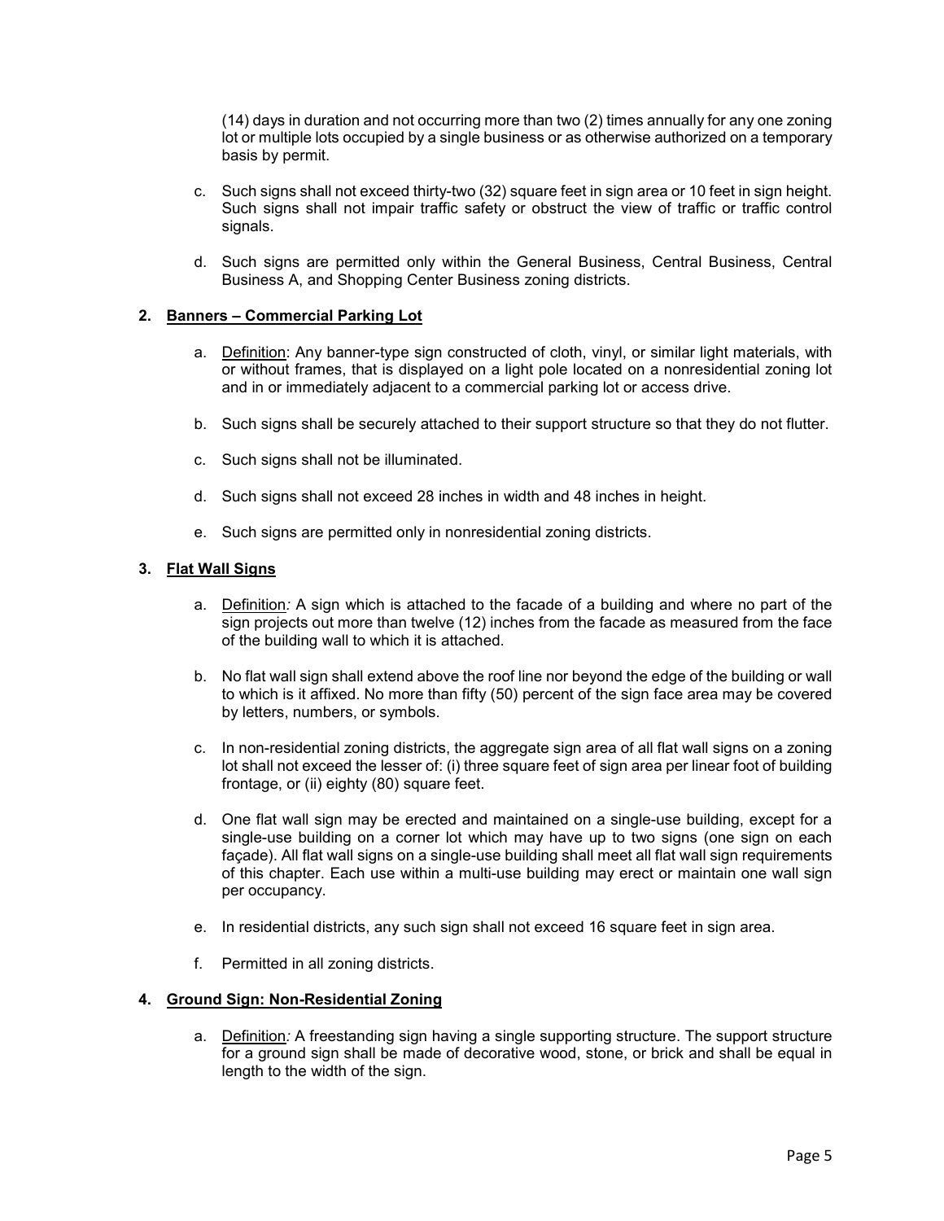(14) days in duration and not occurring more than two (2) times annually for any one zoning lot or multiple lots occupied by a single business or as otherwise authorized on a temporary basis by permit.

c. Such signs shall not exceed thirty-two (32) square feet in sign area or 10 feet in sign height. Such signs shall not impair traffic safety or obstruct the view of traffic or traffic control signals.

d. Such signs are permitted only within the General Business, Central Business, Central Business A, and Shopping Center Business zoning districts.

**2. Banners – Commercial Parking Lot**

a. Definition: Any banner-type sign constructed of cloth, vinyl, or similar light materials, with or without frames, that is displayed on a light pole located on a nonresidential zoning lot and in or immediately adjacent to a commercial parking lot or access drive.

b. Such signs shall be securely attached to their support structure so that they do not flutter.

c. Such signs shall not be illuminated.

d. Such signs shall not exceed 28 inches in width and 48 inches in height.

e. Such signs are permitted only in nonresidential zoning districts.

**3. Flat Wall Signs**

a. Definition*:* A sign which is attached to the facade of a building and where no part of the sign projects out more than twelve (12) inches from the facade as measured from the face of the building wall to which it is attached.

b. No flat wall sign shall extend above the roof line nor beyond the edge of the building or wall to which is it affixed. No more than fifty (50) percent of the sign face area may be covered by letters, numbers, or symbols.

c. In non-residential zoning districts, the aggregate sign area of all flat wall signs on a zoning lot shall not exceed the lesser of: (i) three square feet of sign area per linear foot of building frontage, or (ii) eighty (80) square feet.

d. One flat wall sign may be erected and maintained on a single-use building, except for a single-use building on a corner lot which may have up to two signs (one sign on each façade). All flat wall signs on a single-use building shall meet all flat wall sign requirements of this chapter. Each use within a multi-use building may erect or maintain one wall sign per occupancy.

e. In residential districts, any such sign shall not exceed 16 square feet in sign area.

f. Permitted in all zoning districts.

**4. Ground Sign: Non-Residential Zoning**

a. Definition*:* A freestanding sign having a single supporting structure. The support structure for a ground sign shall be made of decorative wood, stone, or brick and shall be equal in length to the width of the sign.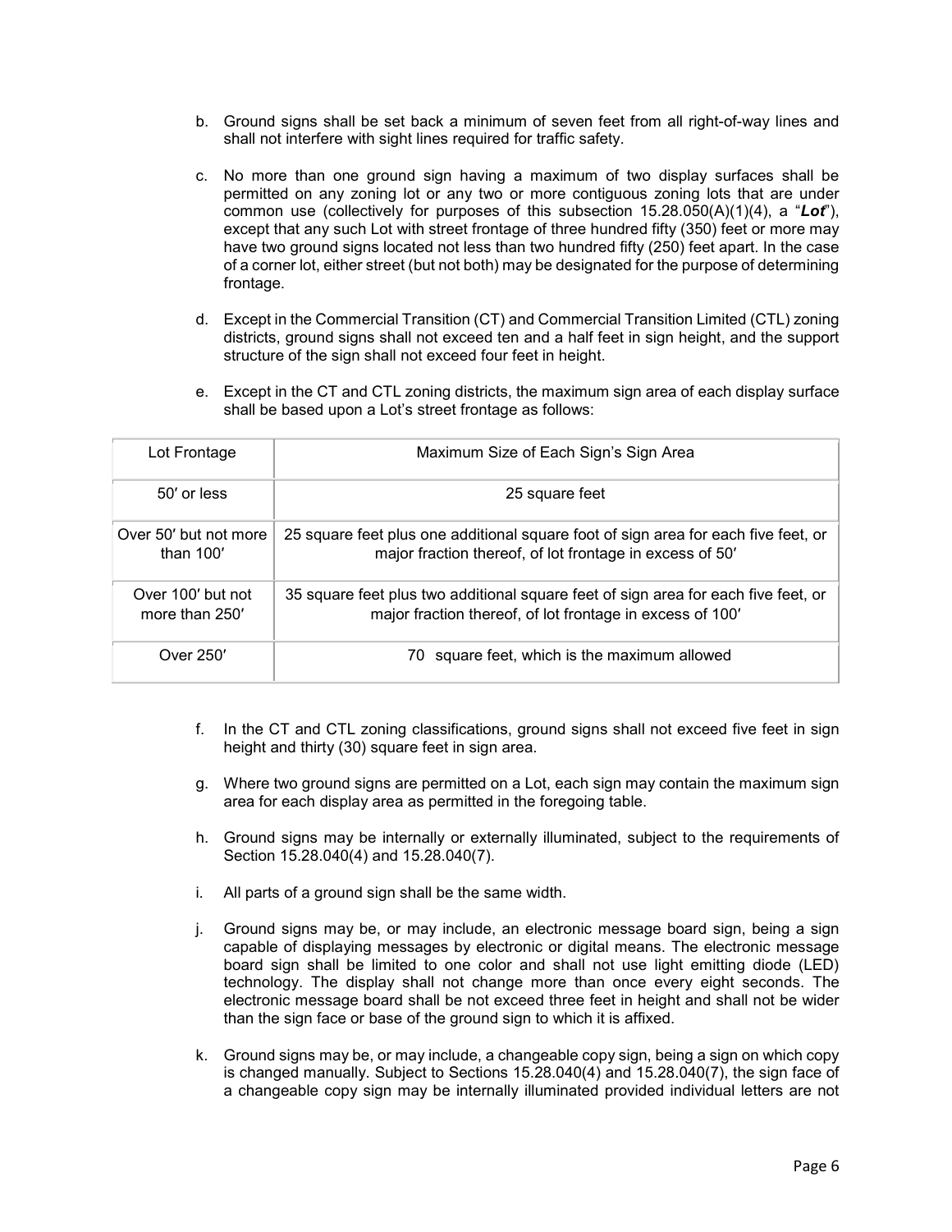b. Ground signs shall be set back a minimum of seven feet from all right-of-way lines and shall not interfere with sight lines required for traffic safety.

c. No more than one ground sign having a maximum of two display surfaces shall be permitted on any zoning lot or any two or more contiguous zoning lots that are under common use (collectively for purposes of this subsection 15.28.050(A)(1)(4), a "***Lot***"), except that any such Lot with street frontage of three hundred fifty (350) feet or more may have two ground signs located not less than two hundred fifty (250) feet apart. In the case of a corner lot, either street (but not both) may be designated for the purpose of determining frontage.

d. Except in the Commercial Transition (CT) and Commercial Transition Limited (CTL) zoning districts, ground signs shall not exceed ten and a half feet in sign height, and the support structure of the sign shall not exceed four feet in height.

e. Except in the CT and CTL zoning districts, the maximum sign area of each display surface shall be based upon a Lot's street frontage as follows:

| Lot Frontage | Maximum Size of Each Sign's Sign Area |
|---|---|
| 50′ or less | 25 square feet |
| Over 50′ but not more than 100′ | 25 square feet plus one additional square foot of sign area for each five feet, or major fraction thereof, of lot frontage in excess of 50′ |
| Over 100′ but not more than 250′ | 35 square feet plus two additional square feet of sign area for each five feet, or major fraction thereof, of lot frontage in excess of 100′ |
| Over 250′ | 70 square feet, which is the maximum allowed |

f. In the CT and CTL zoning classifications, ground signs shall not exceed five feet in sign height and thirty (30) square feet in sign area.

g. Where two ground signs are permitted on a Lot, each sign may contain the maximum sign area for each display area as permitted in the foregoing table.

h. Ground signs may be internally or externally illuminated, subject to the requirements of Section 15.28.040(4) and 15.28.040(7).

i. All parts of a ground sign shall be the same width.

j. Ground signs may be, or may include, an electronic message board sign, being a sign capable of displaying messages by electronic or digital means. The electronic message board sign shall be limited to one color and shall not use light emitting diode (LED) technology. The display shall not change more than once every eight seconds. The electronic message board shall be not exceed three feet in height and shall not be wider than the sign face or base of the ground sign to which it is affixed.

k. Ground signs may be, or may include, a changeable copy sign, being a sign on which copy is changed manually. Subject to Sections 15.28.040(4) and 15.28.040(7), the sign face of a changeable copy sign may be internally illuminated provided individual letters are not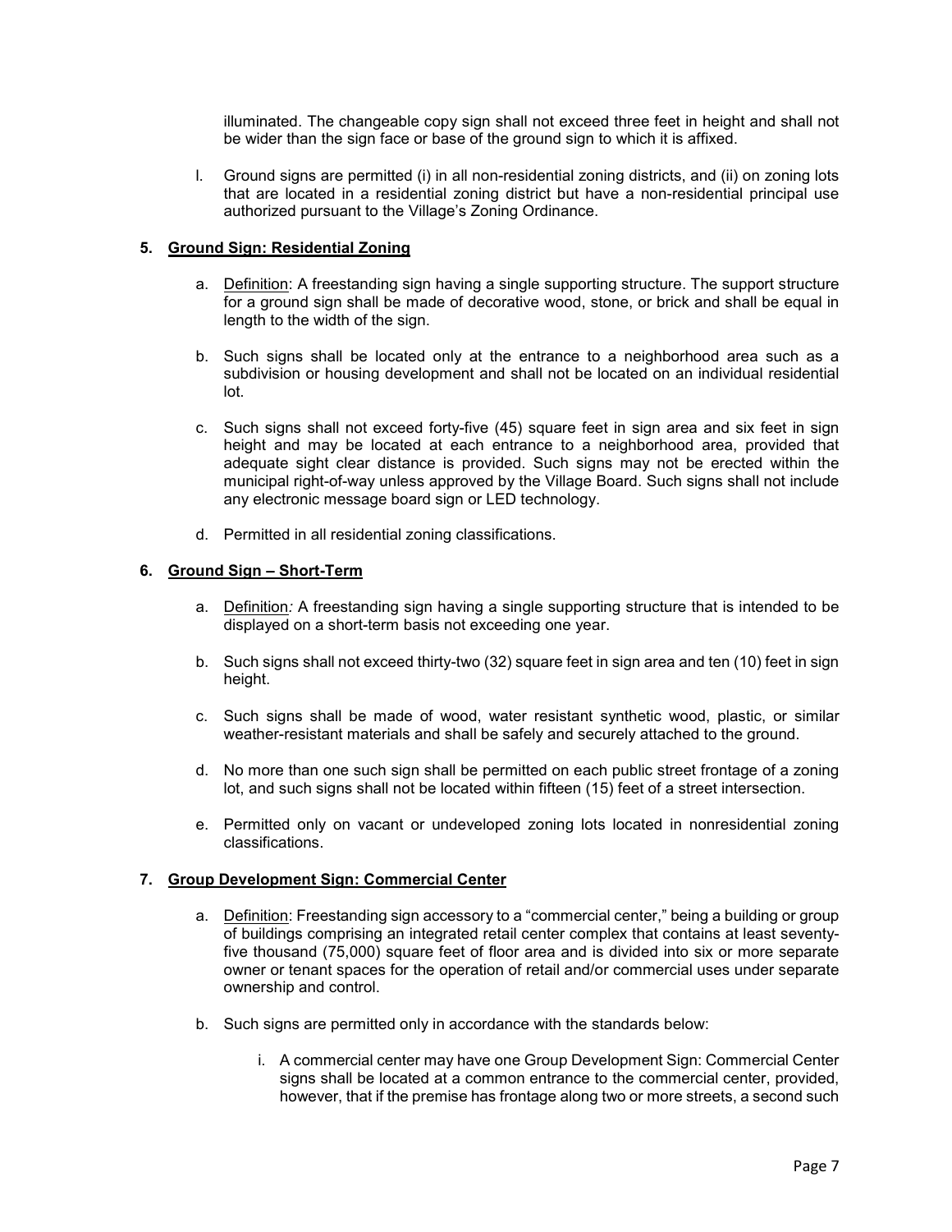illuminated. The changeable copy sign shall not exceed three feet in height and shall not be wider than the sign face or base of the ground sign to which it is affixed.

l. Ground signs are permitted (i) in all non-residential zoning districts, and (ii) on zoning lots that are located in a residential zoning district but have a non-residential principal use authorized pursuant to the Village's Zoning Ordinance.

**5. Ground Sign: Residential Zoning**

a. Definition: A freestanding sign having a single supporting structure. The support structure for a ground sign shall be made of decorative wood, stone, or brick and shall be equal in length to the width of the sign.

b. Such signs shall be located only at the entrance to a neighborhood area such as a subdivision or housing development and shall not be located on an individual residential lot.

c. Such signs shall not exceed forty-five (45) square feet in sign area and six feet in sign height and may be located at each entrance to a neighborhood area, provided that adequate sight clear distance is provided. Such signs may not be erected within the municipal right-of-way unless approved by the Village Board. Such signs shall not include any electronic message board sign or LED technology.

d. Permitted in all residential zoning classifications.

**6. Ground Sign – Short-Term**

a. Definition*:* A freestanding sign having a single supporting structure that is intended to be displayed on a short-term basis not exceeding one year.

b. Such signs shall not exceed thirty-two (32) square feet in sign area and ten (10) feet in sign height.

c. Such signs shall be made of wood, water resistant synthetic wood, plastic, or similar weather-resistant materials and shall be safely and securely attached to the ground.

d. No more than one such sign shall be permitted on each public street frontage of a zoning lot, and such signs shall not be located within fifteen (15) feet of a street intersection.

e. Permitted only on vacant or undeveloped zoning lots located in nonresidential zoning classifications.

**7. Group Development Sign: Commercial Center**

a. Definition: Freestanding sign accessory to a "commercial center," being a building or group of buildings comprising an integrated retail center complex that contains at least seventy-five thousand (75,000) square feet of floor area and is divided into six or more separate owner or tenant spaces for the operation of retail and/or commercial uses under separate ownership and control.

b. Such signs are permitted only in accordance with the standards below:

i. A commercial center may have one Group Development Sign: Commercial Center signs shall be located at a common entrance to the commercial center, provided, however, that if the premise has frontage along two or more streets, a second such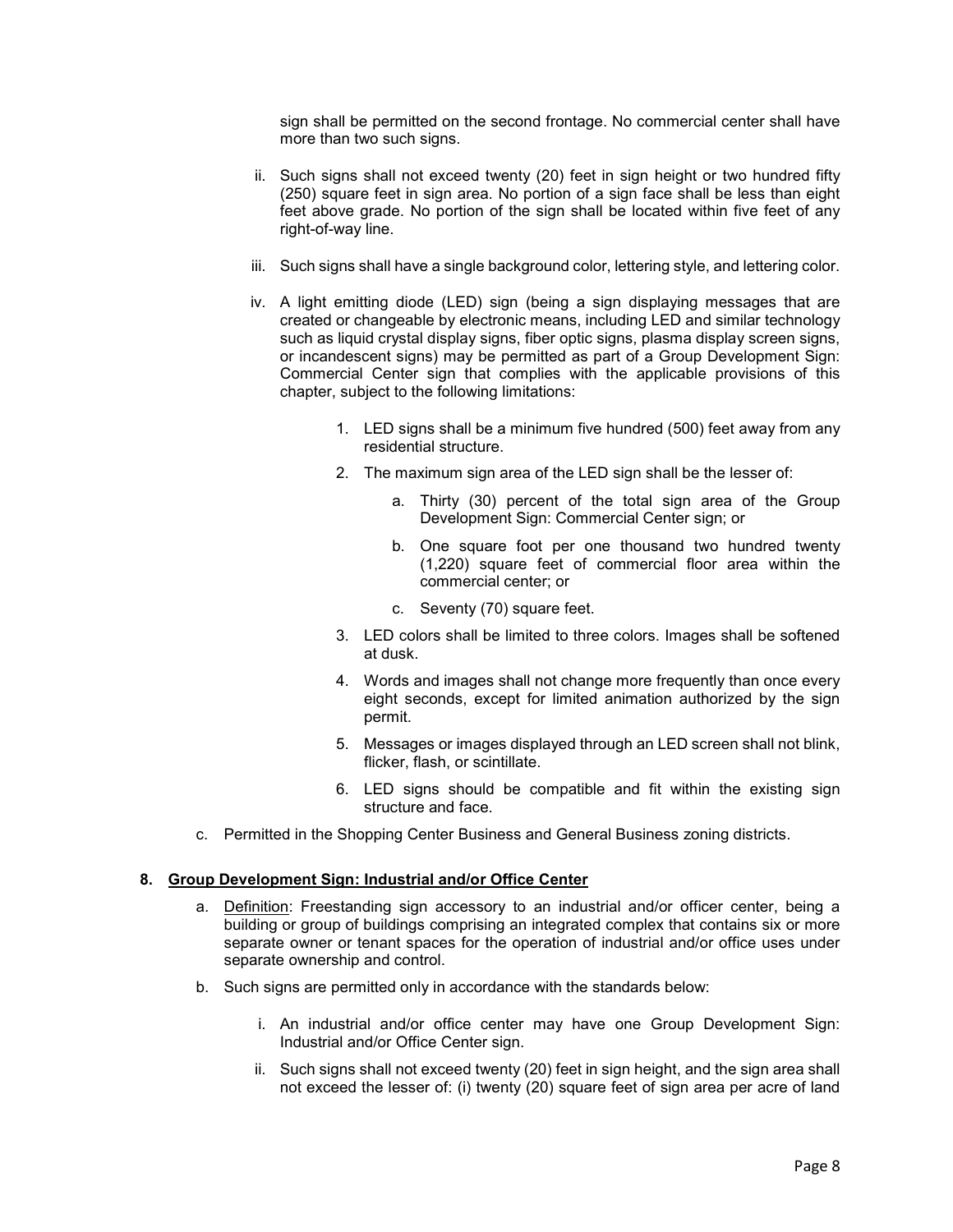sign shall be permitted on the second frontage. No commercial center shall have more than two such signs.

ii. Such signs shall not exceed twenty (20) feet in sign height or two hundred fifty (250) square feet in sign area. No portion of a sign face shall be less than eight feet above grade. No portion of the sign shall be located within five feet of any right-of-way line.

iii. Such signs shall have a single background color, lettering style, and lettering color.

iv. A light emitting diode (LED) sign (being a sign displaying messages that are created or changeable by electronic means, including LED and similar technology such as liquid crystal display signs, fiber optic signs, plasma display screen signs, or incandescent signs) may be permitted as part of a Group Development Sign: Commercial Center sign that complies with the applicable provisions of this chapter, subject to the following limitations:

1. LED signs shall be a minimum five hundred (500) feet away from any residential structure.
2. The maximum sign area of the LED sign shall be the lesser of:
    a. Thirty (30) percent of the total sign area of the Group Development Sign: Commercial Center sign; or
    b. One square foot per one thousand two hundred twenty (1,220) square feet of commercial floor area within the commercial center; or
    c. Seventy (70) square feet.
3. LED colors shall be limited to three colors. Images shall be softened at dusk.
4. Words and images shall not change more frequently than once every eight seconds, except for limited animation authorized by the sign permit.
5. Messages or images displayed through an LED screen shall not blink, flicker, flash, or scintillate.
6. LED signs should be compatible and fit within the existing sign structure and face.

c. Permitted in the Shopping Center Business and General Business zoning districts.

**8. <u>Group Development Sign: Industrial and/or Office Center</u>**

a. <u>Definition</u>: Freestanding sign accessory to an industrial and/or officer center, being a building or group of buildings comprising an integrated complex that contains six or more separate owner or tenant spaces for the operation of industrial and/or office uses under separate ownership and control.

b. Such signs are permitted only in accordance with the standards below:

i. An industrial and/or office center may have one Group Development Sign: Industrial and/or Office Center sign.

ii. Such signs shall not exceed twenty (20) feet in sign height, and the sign area shall not exceed the lesser of: (i) twenty (20) square feet of sign area per acre of land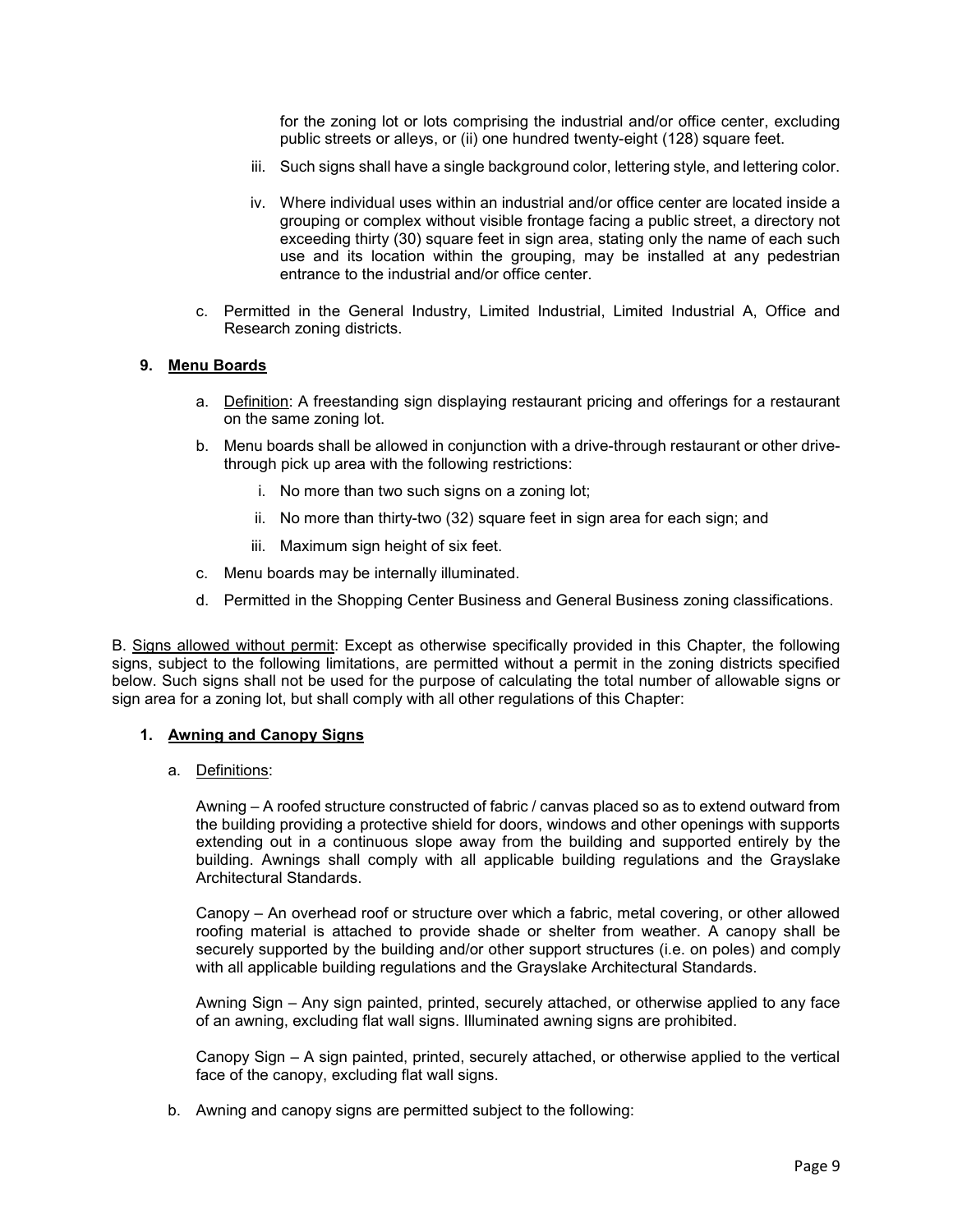for the zoning lot or lots comprising the industrial and/or office center, excluding public streets or alleys, or (ii) one hundred twenty-eight (128) square feet.

iii. Such signs shall have a single background color, lettering style, and lettering color.

iv. Where individual uses within an industrial and/or office center are located inside a grouping or complex without visible frontage facing a public street, a directory not exceeding thirty (30) square feet in sign area, stating only the name of each such use and its location within the grouping, may be installed at any pedestrian entrance to the industrial and/or office center.

c. Permitted in the General Industry, Limited Industrial, Limited Industrial A, Office and Research zoning districts.

**9. Menu Boards**

a. Definition: A freestanding sign displaying restaurant pricing and offerings for a restaurant on the same zoning lot.

b. Menu boards shall be allowed in conjunction with a drive-through restaurant or other drive-through pick up area with the following restrictions:

   i. No more than two such signs on a zoning lot;

   ii. No more than thirty-two (32) square feet in sign area for each sign; and

   iii. Maximum sign height of six feet.

c. Menu boards may be internally illuminated.

d. Permitted in the Shopping Center Business and General Business zoning classifications.

B. Signs allowed without permit: Except as otherwise specifically provided in this Chapter, the following signs, subject to the following limitations, are permitted without a permit in the zoning districts specified below. Such signs shall not be used for the purpose of calculating the total number of allowable signs or sign area for a zoning lot, but shall comply with all other regulations of this Chapter:

**1. Awning and Canopy Signs**

a. Definitions:

Awning – A roofed structure constructed of fabric / canvas placed so as to extend outward from the building providing a protective shield for doors, windows and other openings with supports extending out in a continuous slope away from the building and supported entirely by the building. Awnings shall comply with all applicable building regulations and the Grayslake Architectural Standards.

Canopy – An overhead roof or structure over which a fabric, metal covering, or other allowed roofing material is attached to provide shade or shelter from weather. A canopy shall be securely supported by the building and/or other support structures (i.e. on poles) and comply with all applicable building regulations and the Grayslake Architectural Standards.

Awning Sign – Any sign painted, printed, securely attached, or otherwise applied to any face of an awning, excluding flat wall signs. Illuminated awning signs are prohibited.

Canopy Sign – A sign painted, printed, securely attached, or otherwise applied to the vertical face of the canopy, excluding flat wall signs.

b. Awning and canopy signs are permitted subject to the following: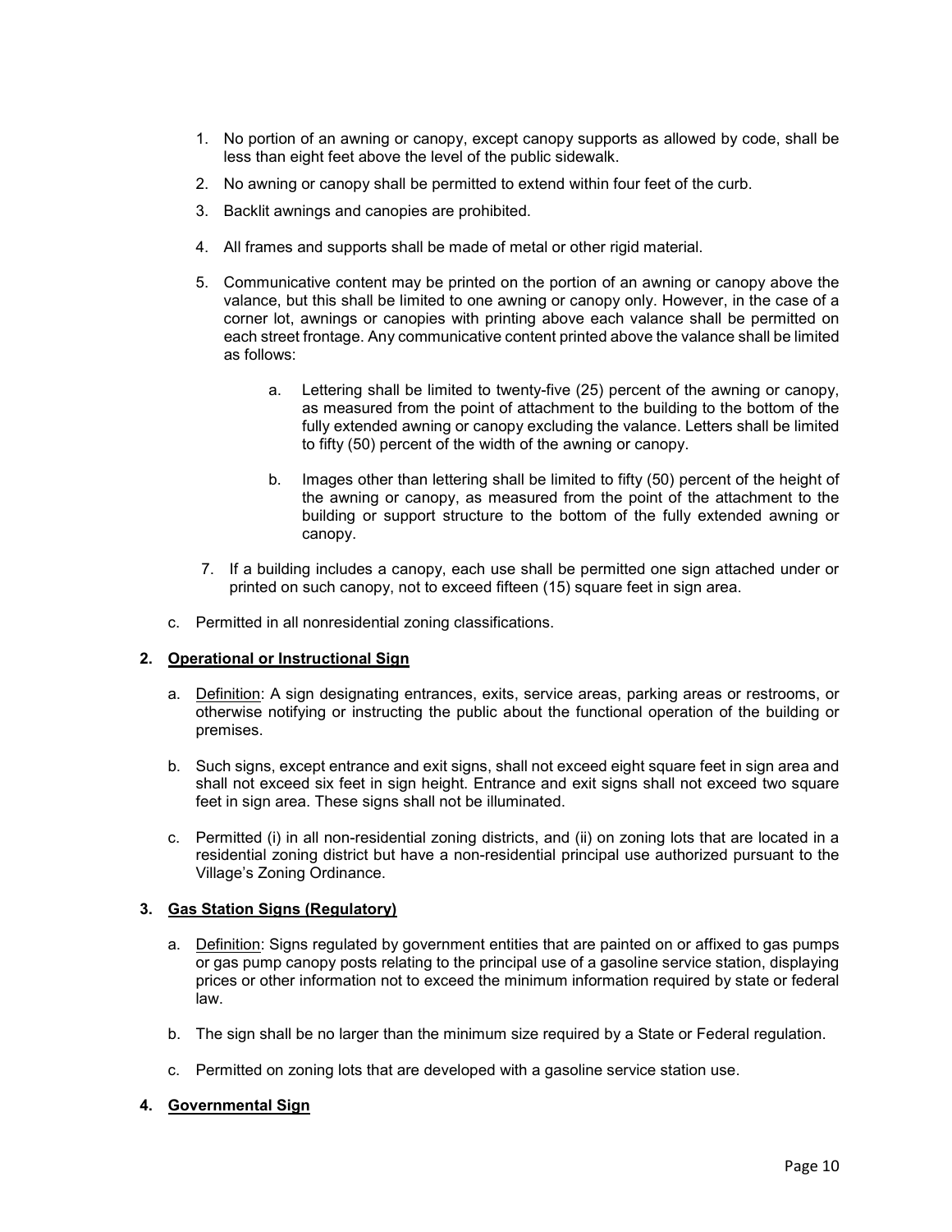1. No portion of an awning or canopy, except canopy supports as allowed by code, shall be less than eight feet above the level of the public sidewalk.

2. No awning or canopy shall be permitted to extend within four feet of the curb.

3. Backlit awnings and canopies are prohibited.

4. All frames and supports shall be made of metal or other rigid material.

5. Communicative content may be printed on the portion of an awning or canopy above the valance, but this shall be limited to one awning or canopy only. However, in the case of a corner lot, awnings or canopies with printing above each valance shall be permitted on each street frontage. Any communicative content printed above the valance shall be limited as follows:

    a. Lettering shall be limited to twenty-five (25) percent of the awning or canopy, as measured from the point of attachment to the building to the bottom of the fully extended awning or canopy excluding the valance. Letters shall be limited to fifty (50) percent of the width of the awning or canopy.

    b. Images other than lettering shall be limited to fifty (50) percent of the height of the awning or canopy, as measured from the point of the attachment to the building or support structure to the bottom of the fully extended awning or canopy.

7. If a building includes a canopy, each use shall be permitted one sign attached under or printed on such canopy, not to exceed fifteen (15) square feet in sign area.

c. Permitted in all nonresidential zoning classifications.

**2. Operational or Instructional Sign**

a. Definition: A sign designating entrances, exits, service areas, parking areas or restrooms, or otherwise notifying or instructing the public about the functional operation of the building or premises.

b. Such signs, except entrance and exit signs, shall not exceed eight square feet in sign area and shall not exceed six feet in sign height. Entrance and exit signs shall not exceed two square feet in sign area. These signs shall not be illuminated.

c. Permitted (i) in all non-residential zoning districts, and (ii) on zoning lots that are located in a residential zoning district but have a non-residential principal use authorized pursuant to the Village's Zoning Ordinance.

**3. Gas Station Signs (Regulatory)**

a. Definition: Signs regulated by government entities that are painted on or affixed to gas pumps or gas pump canopy posts relating to the principal use of a gasoline service station, displaying prices or other information not to exceed the minimum information required by state or federal law.

b. The sign shall be no larger than the minimum size required by a State or Federal regulation.

c. Permitted on zoning lots that are developed with a gasoline service station use.

**4. Governmental Sign**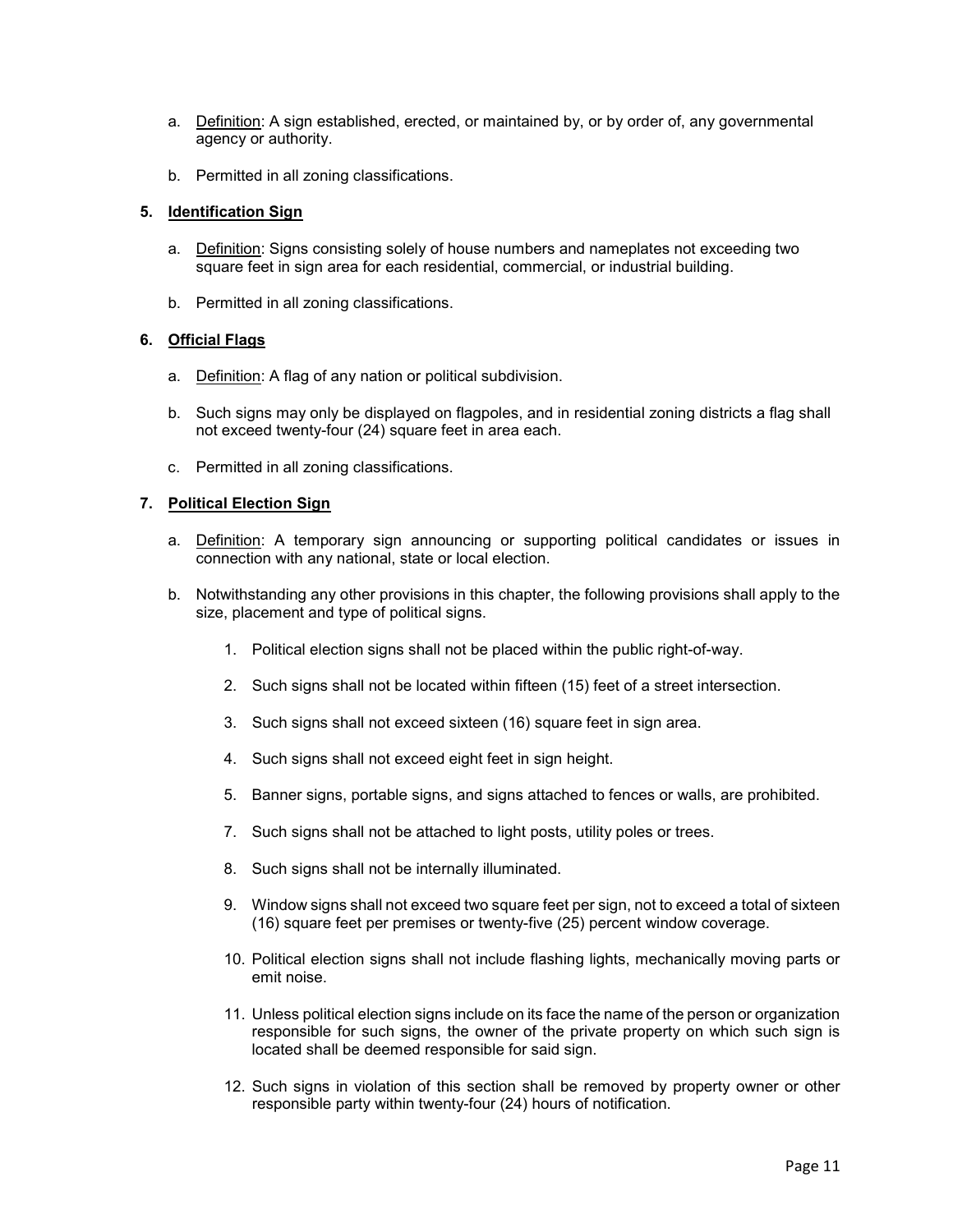a. Definition: A sign established, erected, or maintained by, or by order of, any governmental agency or authority.

b. Permitted in all zoning classifications.

**5. Identification Sign**

a. Definition: Signs consisting solely of house numbers and nameplates not exceeding two square feet in sign area for each residential, commercial, or industrial building.

b. Permitted in all zoning classifications.

**6. Official Flags**

a. Definition: A flag of any nation or political subdivision.

b. Such signs may only be displayed on flagpoles, and in residential zoning districts a flag shall not exceed twenty-four (24) square feet in area each.

c. Permitted in all zoning classifications.

**7. Political Election Sign**

a. Definition: A temporary sign announcing or supporting political candidates or issues in connection with any national, state or local election.

b. Notwithstanding any other provisions in this chapter, the following provisions shall apply to the size, placement and type of political signs.

1. Political election signs shall not be placed within the public right-of-way.

2. Such signs shall not be located within fifteen (15) feet of a street intersection.

3. Such signs shall not exceed sixteen (16) square feet in sign area.

4. Such signs shall not exceed eight feet in sign height.

5. Banner signs, portable signs, and signs attached to fences or walls, are prohibited.

7. Such signs shall not be attached to light posts, utility poles or trees.

8. Such signs shall not be internally illuminated.

9. Window signs shall not exceed two square feet per sign, not to exceed a total of sixteen (16) square feet per premises or twenty-five (25) percent window coverage.

10. Political election signs shall not include flashing lights, mechanically moving parts or emit noise.

11. Unless political election signs include on its face the name of the person or organization responsible for such signs, the owner of the private property on which such sign is located shall be deemed responsible for said sign.

12. Such signs in violation of this section shall be removed by property owner or other responsible party within twenty-four (24) hours of notification.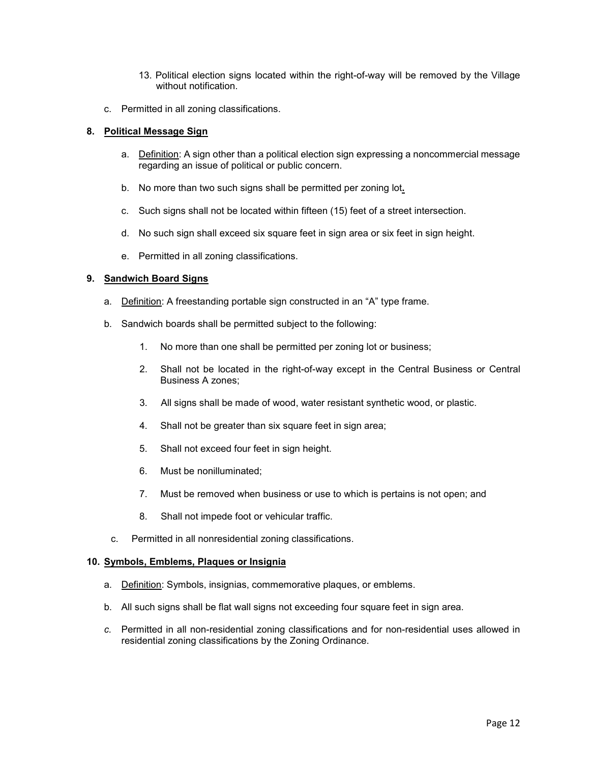13. Political election signs located within the right-of-way will be removed by the Village without notification.

c. Permitted in all zoning classifications.

**8. Political Message Sign**

a. Definition: A sign other than a political election sign expressing a noncommercial message regarding an issue of political or public concern.

b. No more than two such signs shall be permitted per zoning lot**.**

c. Such signs shall not be located within fifteen (15) feet of a street intersection.

d. No such sign shall exceed six square feet in sign area or six feet in sign height.

e. Permitted in all zoning classifications.

**9. Sandwich Board Signs**

a. Definition: A freestanding portable sign constructed in an “A” type frame.

b. Sandwich boards shall be permitted subject to the following:

1. No more than one shall be permitted per zoning lot or business;
2. Shall not be located in the right-of-way except in the Central Business or Central Business A zones;
3. All signs shall be made of wood, water resistant synthetic wood, or plastic.
4. Shall not be greater than six square feet in sign area;
5. Shall not exceed four feet in sign height.
6. Must be nonilluminated;
7. Must be removed when business or use to which is pertains is not open; and
8. Shall not impede foot or vehicular traffic.

c. Permitted in all nonresidential zoning classifications.

**10. Symbols, Emblems, Plaques or Insignia**

a. Definition: Symbols, insignias, commemorative plaques, or emblems.

b. All such signs shall be flat wall signs not exceeding four square feet in sign area.

*c.* Permitted in all non-residential zoning classifications and for non-residential uses allowed in residential zoning classifications by the Zoning Ordinance.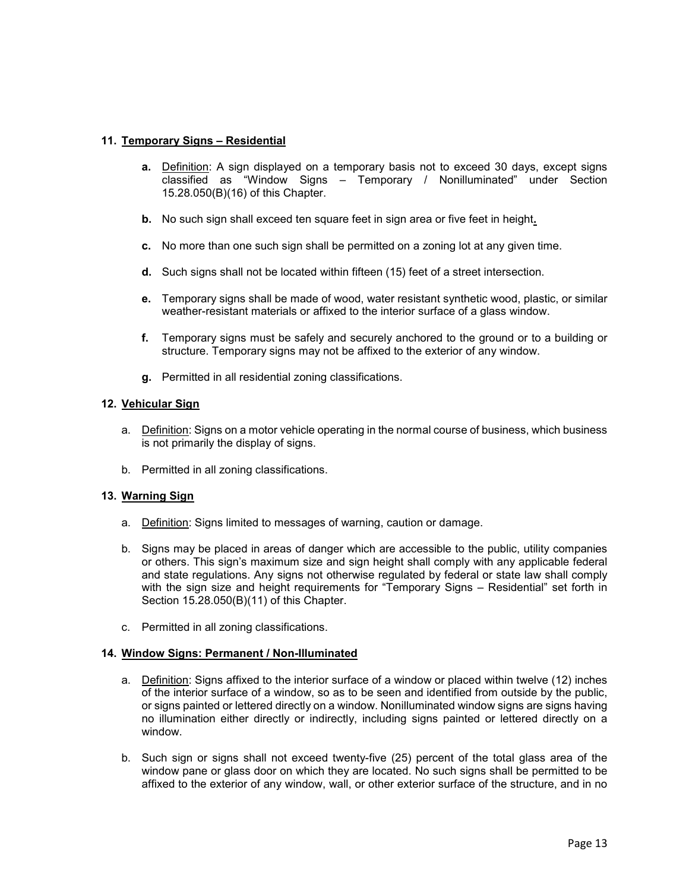**11. Temporary Signs – Residential**

- **a.** Definition: A sign displayed on a temporary basis not to exceed 30 days, except signs classified as "Window Signs – Temporary / Nonilluminated" under Section 15.28.050(B)(16) of this Chapter.
- **b.** No such sign shall exceed ten square feet in sign area or five feet in height.
- **c.** No more than one such sign shall be permitted on a zoning lot at any given time.
- **d.** Such signs shall not be located within fifteen (15) feet of a street intersection.
- **e.** Temporary signs shall be made of wood, water resistant synthetic wood, plastic, or similar weather-resistant materials or affixed to the interior surface of a glass window.
- **f.** Temporary signs must be safely and securely anchored to the ground or to a building or structure. Temporary signs may not be affixed to the exterior of any window.
- **g.** Permitted in all residential zoning classifications.

**12. Vehicular Sign**

- a. Definition: Signs on a motor vehicle operating in the normal course of business, which business is not primarily the display of signs.
- b. Permitted in all zoning classifications.

**13. Warning Sign**

- a. Definition: Signs limited to messages of warning, caution or damage.
- b. Signs may be placed in areas of danger which are accessible to the public, utility companies or others. This sign's maximum size and sign height shall comply with any applicable federal and state regulations. Any signs not otherwise regulated by federal or state law shall comply with the sign size and height requirements for "Temporary Signs – Residential" set forth in Section 15.28.050(B)(11) of this Chapter.
- c. Permitted in all zoning classifications.

**14. Window Signs: Permanent / Non-Illuminated**

- a. Definition: Signs affixed to the interior surface of a window or placed within twelve (12) inches of the interior surface of a window, so as to be seen and identified from outside by the public, or signs painted or lettered directly on a window. Nonilluminated window signs are signs having no illumination either directly or indirectly, including signs painted or lettered directly on a window.
- b. Such sign or signs shall not exceed twenty-five (25) percent of the total glass area of the window pane or glass door on which they are located. No such signs shall be permitted to be affixed to the exterior of any window, wall, or other exterior surface of the structure, and in no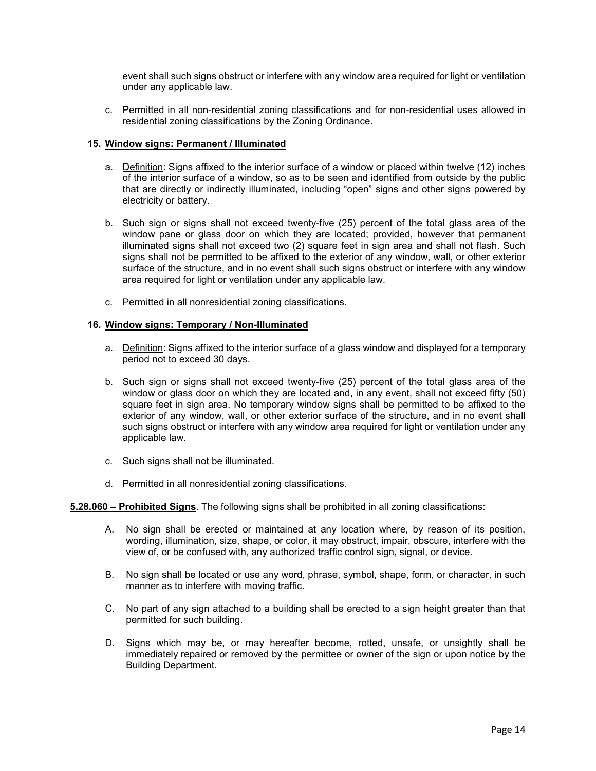event shall such signs obstruct or interfere with any window area required for light or ventilation under any applicable law.

c. Permitted in all non-residential zoning classifications and for non-residential uses allowed in residential zoning classifications by the Zoning Ordinance.

**15. <u>Window signs: Permanent / Illuminated</u>**

a. <u>Definition</u>: Signs affixed to the interior surface of a window or placed within twelve (12) inches of the interior surface of a window, so as to be seen and identified from outside by the public that are directly or indirectly illuminated, including "open" signs and other signs powered by electricity or battery.

b. Such sign or signs shall not exceed twenty-five (25) percent of the total glass area of the window pane or glass door on which they are located; provided, however that permanent illuminated signs shall not exceed two (2) square feet in sign area and shall not flash. Such signs shall not be permitted to be affixed to the exterior of any window, wall, or other exterior surface of the structure, and in no event shall such signs obstruct or interfere with any window area required for light or ventilation under any applicable law.

c. Permitted in all nonresidential zoning classifications.

**16. <u>Window signs: Temporary / Non-Illuminated</u>**

a. <u>Definition</u>: Signs affixed to the interior surface of a glass window and displayed for a temporary period not to exceed 30 days.

b. Such sign or signs shall not exceed twenty-five (25) percent of the total glass area of the window or glass door on which they are located and, in any event, shall not exceed fifty (50) square feet in sign area. No temporary window signs shall be permitted to be affixed to the exterior of any window, wall, or other exterior surface of the structure, and in no event shall such signs obstruct or interfere with any window area required for light or ventilation under any applicable law.

c. Such signs shall not be illuminated.

d. Permitted in all nonresidential zoning classifications.

**<u>5.28.060 – Prohibited Signs</u>**. The following signs shall be prohibited in all zoning classifications:

A. No sign shall be erected or maintained at any location where, by reason of its position, wording, illumination, size, shape, or color, it may obstruct, impair, obscure, interfere with the view of, or be confused with, any authorized traffic control sign, signal, or device.

B. No sign shall be located or use any word, phrase, symbol, shape, form, or character, in such manner as to interfere with moving traffic.

C. No part of any sign attached to a building shall be erected to a sign height greater than that permitted for such building.

D. Signs which may be, or may hereafter become, rotted, unsafe, or unsightly shall be immediately repaired or removed by the permittee or owner of the sign or upon notice by the Building Department.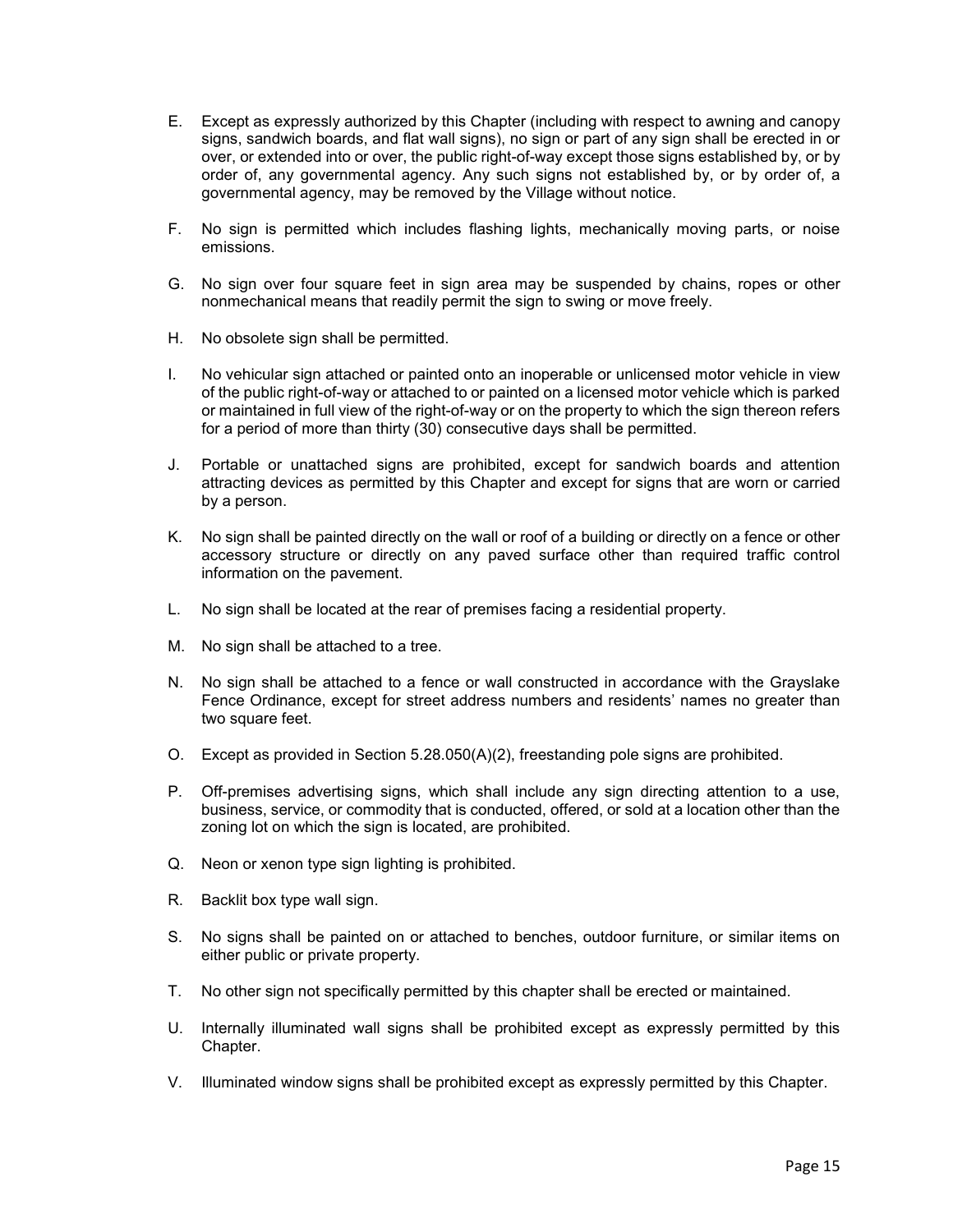E. Except as expressly authorized by this Chapter (including with respect to awning and canopy signs, sandwich boards, and flat wall signs), no sign or part of any sign shall be erected in or over, or extended into or over, the public right-of-way except those signs established by, or by order of, any governmental agency. Any such signs not established by, or by order of, a governmental agency, may be removed by the Village without notice.

F. No sign is permitted which includes flashing lights, mechanically moving parts, or noise emissions.

G. No sign over four square feet in sign area may be suspended by chains, ropes or other nonmechanical means that readily permit the sign to swing or move freely.

H. No obsolete sign shall be permitted.

I. No vehicular sign attached or painted onto an inoperable or unlicensed motor vehicle in view of the public right-of-way or attached to or painted on a licensed motor vehicle which is parked or maintained in full view of the right-of-way or on the property to which the sign thereon refers for a period of more than thirty (30) consecutive days shall be permitted.

J. Portable or unattached signs are prohibited, except for sandwich boards and attention attracting devices as permitted by this Chapter and except for signs that are worn or carried by a person.

K. No sign shall be painted directly on the wall or roof of a building or directly on a fence or other accessory structure or directly on any paved surface other than required traffic control information on the pavement.

L. No sign shall be located at the rear of premises facing a residential property.

M. No sign shall be attached to a tree.

N. No sign shall be attached to a fence or wall constructed in accordance with the Grayslake Fence Ordinance, except for street address numbers and residents' names no greater than two square feet.

O. Except as provided in Section 5.28.050(A)(2), freestanding pole signs are prohibited.

P. Off-premises advertising signs, which shall include any sign directing attention to a use, business, service, or commodity that is conducted, offered, or sold at a location other than the zoning lot on which the sign is located, are prohibited.

Q. Neon or xenon type sign lighting is prohibited.

R. Backlit box type wall sign.

S. No signs shall be painted on or attached to benches, outdoor furniture, or similar items on either public or private property.

T. No other sign not specifically permitted by this chapter shall be erected or maintained.

U. Internally illuminated wall signs shall be prohibited except as expressly permitted by this Chapter.

V. Illuminated window signs shall be prohibited except as expressly permitted by this Chapter.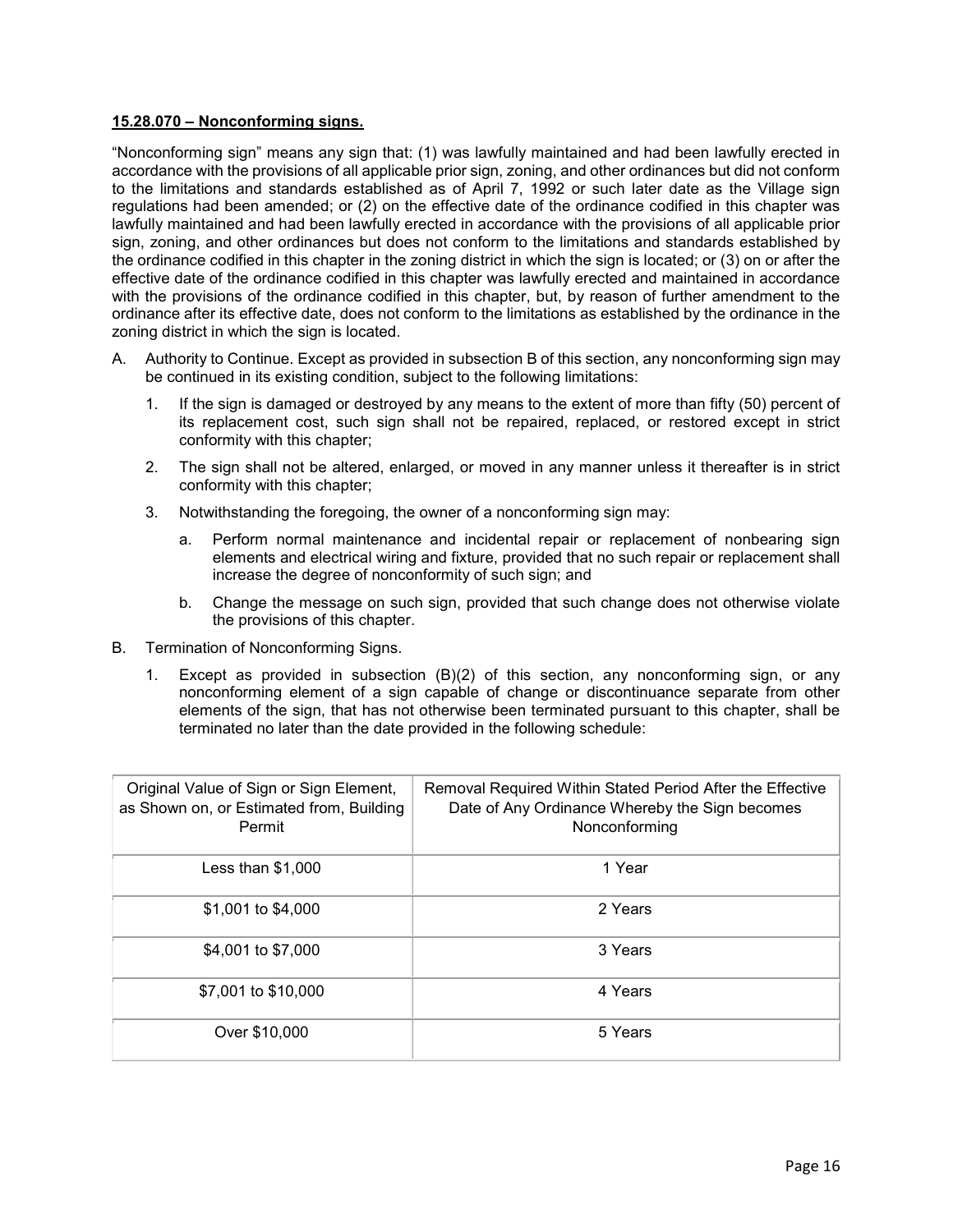**15.28.070 – Nonconforming signs.**

"Nonconforming sign" means any sign that: (1) was lawfully maintained and had been lawfully erected in accordance with the provisions of all applicable prior sign, zoning, and other ordinances but did not conform to the limitations and standards established as of April 7, 1992 or such later date as the Village sign regulations had been amended; or (2) on the effective date of the ordinance codified in this chapter was lawfully maintained and had been lawfully erected in accordance with the provisions of all applicable prior sign, zoning, and other ordinances but does not conform to the limitations and standards established by the ordinance codified in this chapter in the zoning district in which the sign is located; or (3) on or after the effective date of the ordinance codified in this chapter was lawfully erected and maintained in accordance with the provisions of the ordinance codified in this chapter, but, by reason of further amendment to the ordinance after its effective date, does not conform to the limitations as established by the ordinance in the zoning district in which the sign is located.

A. Authority to Continue. Except as provided in subsection B of this section, any nonconforming sign may be continued in its existing condition, subject to the following limitations:

   1. If the sign is damaged or destroyed by any means to the extent of more than fifty (50) percent of its replacement cost, such sign shall not be repaired, replaced, or restored except in strict conformity with this chapter;

   2. The sign shall not be altered, enlarged, or moved in any manner unless it thereafter is in strict conformity with this chapter;

   3. Notwithstanding the foregoing, the owner of a nonconforming sign may:

      a. Perform normal maintenance and incidental repair or replacement of nonbearing sign elements and electrical wiring and fixture, provided that no such repair or replacement shall increase the degree of nonconformity of such sign; and

      b. Change the message on such sign, provided that such change does not otherwise violate the provisions of this chapter.

B. Termination of Nonconforming Signs.

   1. Except as provided in subsection (B)(2) of this section, any nonconforming sign, or any nonconforming element of a sign capable of change or discontinuance separate from other elements of the sign, that has not otherwise been terminated pursuant to this chapter, shall be terminated no later than the date provided in the following schedule:

| Original Value of Sign or Sign Element, as Shown on, or Estimated from, Building Permit | Removal Required Within Stated Period After the Effective Date of Any Ordinance Whereby the Sign becomes Nonconforming |
|---|---|
| Less than $1,000 | 1 Year |
| $1,001 to $4,000 | 2 Years |
| $4,001 to $7,000 | 3 Years |
| $7,001 to $10,000 | 4 Years |
| Over $10,000 | 5 Years |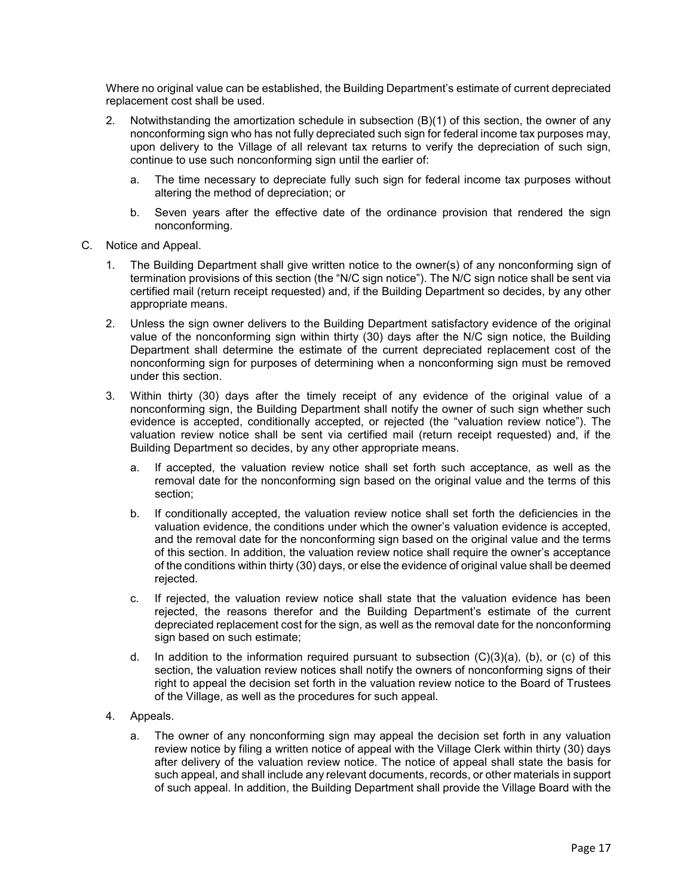Where no original value can be established, the Building Department's estimate of current depreciated replacement cost shall be used.

2. Notwithstanding the amortization schedule in subsection (B)(1) of this section, the owner of any nonconforming sign who has not fully depreciated such sign for federal income tax purposes may, upon delivery to the Village of all relevant tax returns to verify the depreciation of such sign, continue to use such nonconforming sign until the earlier of:

   a. The time necessary to depreciate fully such sign for federal income tax purposes without altering the method of depreciation; or

   b. Seven years after the effective date of the ordinance provision that rendered the sign nonconforming.

C. Notice and Appeal.

1. The Building Department shall give written notice to the owner(s) of any nonconforming sign of termination provisions of this section (the "N/C sign notice"). The N/C sign notice shall be sent via certified mail (return receipt requested) and, if the Building Department so decides, by any other appropriate means.

2. Unless the sign owner delivers to the Building Department satisfactory evidence of the original value of the nonconforming sign within thirty (30) days after the N/C sign notice, the Building Department shall determine the estimate of the current depreciated replacement cost of the nonconforming sign for purposes of determining when a nonconforming sign must be removed under this section.

3. Within thirty (30) days after the timely receipt of any evidence of the original value of a nonconforming sign, the Building Department shall notify the owner of such sign whether such evidence is accepted, conditionally accepted, or rejected (the "valuation review notice"). The valuation review notice shall be sent via certified mail (return receipt requested) and, if the Building Department so decides, by any other appropriate means.

   a. If accepted, the valuation review notice shall set forth such acceptance, as well as the removal date for the nonconforming sign based on the original value and the terms of this section;

   b. If conditionally accepted, the valuation review notice shall set forth the deficiencies in the valuation evidence, the conditions under which the owner's valuation evidence is accepted, and the removal date for the nonconforming sign based on the original value and the terms of this section. In addition, the valuation review notice shall require the owner's acceptance of the conditions within thirty (30) days, or else the evidence of original value shall be deemed rejected.

   c. If rejected, the valuation review notice shall state that the valuation evidence has been rejected, the reasons therefor and the Building Department's estimate of the current depreciated replacement cost for the sign, as well as the removal date for the nonconforming sign based on such estimate;

   d. In addition to the information required pursuant to subsection (C)(3)(a), (b), or (c) of this section, the valuation review notices shall notify the owners of nonconforming signs of their right to appeal the decision set forth in the valuation review notice to the Board of Trustees of the Village, as well as the procedures for such appeal.

4. Appeals.

   a. The owner of any nonconforming sign may appeal the decision set forth in any valuation review notice by filing a written notice of appeal with the Village Clerk within thirty (30) days after delivery of the valuation review notice. The notice of appeal shall state the basis for such appeal, and shall include any relevant documents, records, or other materials in support of such appeal. In addition, the Building Department shall provide the Village Board with the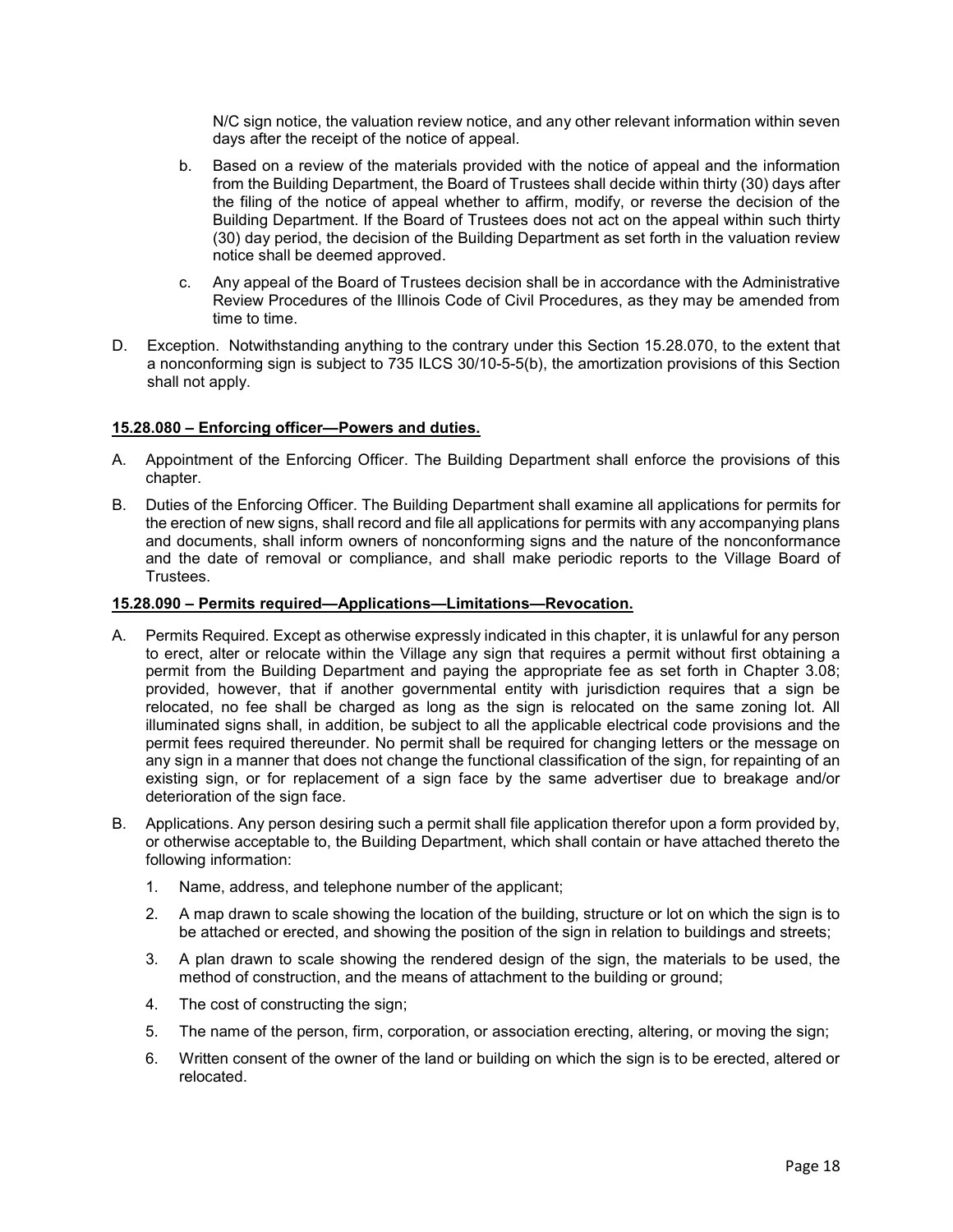N/C sign notice, the valuation review notice, and any other relevant information within seven days after the receipt of the notice of appeal.

b. Based on a review of the materials provided with the notice of appeal and the information from the Building Department, the Board of Trustees shall decide within thirty (30) days after the filing of the notice of appeal whether to affirm, modify, or reverse the decision of the Building Department. If the Board of Trustees does not act on the appeal within such thirty (30) day period, the decision of the Building Department as set forth in the valuation review notice shall be deemed approved.

c. Any appeal of the Board of Trustees decision shall be in accordance with the Administrative Review Procedures of the Illinois Code of Civil Procedures, as they may be amended from time to time.

D. Exception. Notwithstanding anything to the contrary under this Section 15.28.070, to the extent that a nonconforming sign is subject to 735 ILCS 30/10-5-5(b), the amortization provisions of this Section shall not apply.

**15.28.080 – Enforcing officer—Powers and duties.**

A. Appointment of the Enforcing Officer. The Building Department shall enforce the provisions of this chapter.

B. Duties of the Enforcing Officer. The Building Department shall examine all applications for permits for the erection of new signs, shall record and file all applications for permits with any accompanying plans and documents, shall inform owners of nonconforming signs and the nature of the nonconformance and the date of removal or compliance, and shall make periodic reports to the Village Board of Trustees.

**15.28.090 – Permits required—Applications—Limitations—Revocation.**

A. Permits Required. Except as otherwise expressly indicated in this chapter, it is unlawful for any person to erect, alter or relocate within the Village any sign that requires a permit without first obtaining a permit from the Building Department and paying the appropriate fee as set forth in Chapter 3.08; provided, however, that if another governmental entity with jurisdiction requires that a sign be relocated, no fee shall be charged as long as the sign is relocated on the same zoning lot. All illuminated signs shall, in addition, be subject to all the applicable electrical code provisions and the permit fees required thereunder. No permit shall be required for changing letters or the message on any sign in a manner that does not change the functional classification of the sign, for repainting of an existing sign, or for replacement of a sign face by the same advertiser due to breakage and/or deterioration of the sign face.

B. Applications. Any person desiring such a permit shall file application therefor upon a form provided by, or otherwise acceptable to, the Building Department, which shall contain or have attached thereto the following information:

1. Name, address, and telephone number of the applicant;

2. A map drawn to scale showing the location of the building, structure or lot on which the sign is to be attached or erected, and showing the position of the sign in relation to buildings and streets;

3. A plan drawn to scale showing the rendered design of the sign, the materials to be used, the method of construction, and the means of attachment to the building or ground;

4. The cost of constructing the sign;

5. The name of the person, firm, corporation, or association erecting, altering, or moving the sign;

6. Written consent of the owner of the land or building on which the sign is to be erected, altered or relocated.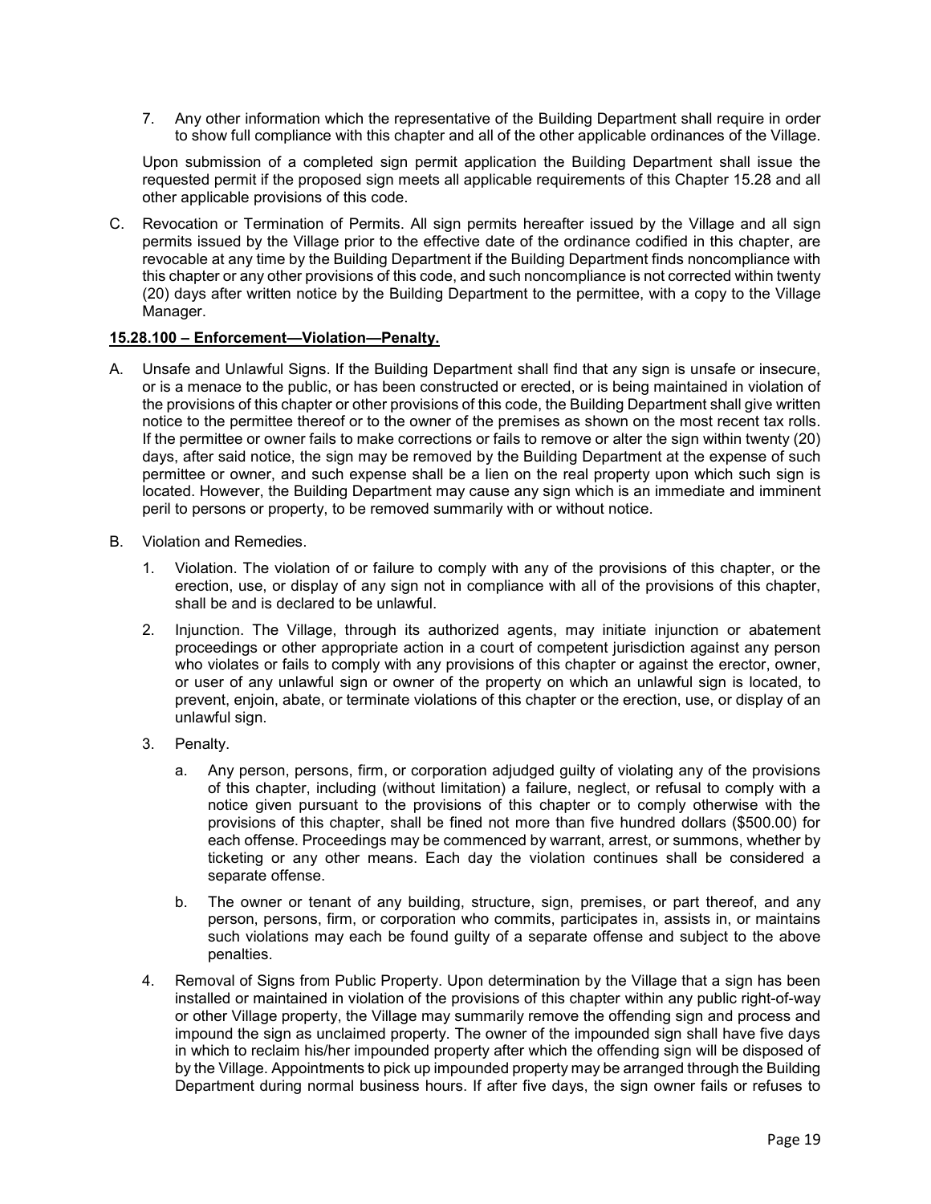7. Any other information which the representative of the Building Department shall require in order to show full compliance with this chapter and all of the other applicable ordinances of the Village.

Upon submission of a completed sign permit application the Building Department shall issue the requested permit if the proposed sign meets all applicable requirements of this Chapter 15.28 and all other applicable provisions of this code.

C. Revocation or Termination of Permits. All sign permits hereafter issued by the Village and all sign permits issued by the Village prior to the effective date of the ordinance codified in this chapter, are revocable at any time by the Building Department if the Building Department finds noncompliance with this chapter or any other provisions of this code, and such noncompliance is not corrected within twenty (20) days after written notice by the Building Department to the permittee, with a copy to the Village Manager.

**15.28.100 – Enforcement—Violation—Penalty.**

A. Unsafe and Unlawful Signs. If the Building Department shall find that any sign is unsafe or insecure, or is a menace to the public, or has been constructed or erected, or is being maintained in violation of the provisions of this chapter or other provisions of this code, the Building Department shall give written notice to the permittee thereof or to the owner of the premises as shown on the most recent tax rolls. If the permittee or owner fails to make corrections or fails to remove or alter the sign within twenty (20) days, after said notice, the sign may be removed by the Building Department at the expense of such permittee or owner, and such expense shall be a lien on the real property upon which such sign is located. However, the Building Department may cause any sign which is an immediate and imminent peril to persons or property, to be removed summarily with or without notice.

B. Violation and Remedies.

1. Violation. The violation of or failure to comply with any of the provisions of this chapter, or the erection, use, or display of any sign not in compliance with all of the provisions of this chapter, shall be and is declared to be unlawful.

2. Injunction. The Village, through its authorized agents, may initiate injunction or abatement proceedings or other appropriate action in a court of competent jurisdiction against any person who violates or fails to comply with any provisions of this chapter or against the erector, owner, or user of any unlawful sign or owner of the property on which an unlawful sign is located, to prevent, enjoin, abate, or terminate violations of this chapter or the erection, use, or display of an unlawful sign.

3. Penalty.

   a. Any person, persons, firm, or corporation adjudged guilty of violating any of the provisions of this chapter, including (without limitation) a failure, neglect, or refusal to comply with a notice given pursuant to the provisions of this chapter or to comply otherwise with the provisions of this chapter, shall be fined not more than five hundred dollars ($500.00) for each offense. Proceedings may be commenced by warrant, arrest, or summons, whether by ticketing or any other means. Each day the violation continues shall be considered a separate offense.

   b. The owner or tenant of any building, structure, sign, premises, or part thereof, and any person, persons, firm, or corporation who commits, participates in, assists in, or maintains such violations may each be found guilty of a separate offense and subject to the above penalties.

4. Removal of Signs from Public Property. Upon determination by the Village that a sign has been installed or maintained in violation of the provisions of this chapter within any public right-of-way or other Village property, the Village may summarily remove the offending sign and process and impound the sign as unclaimed property. The owner of the impounded sign shall have five days in which to reclaim his/her impounded property after which the offending sign will be disposed of by the Village. Appointments to pick up impounded property may be arranged through the Building Department during normal business hours. If after five days, the sign owner fails or refuses to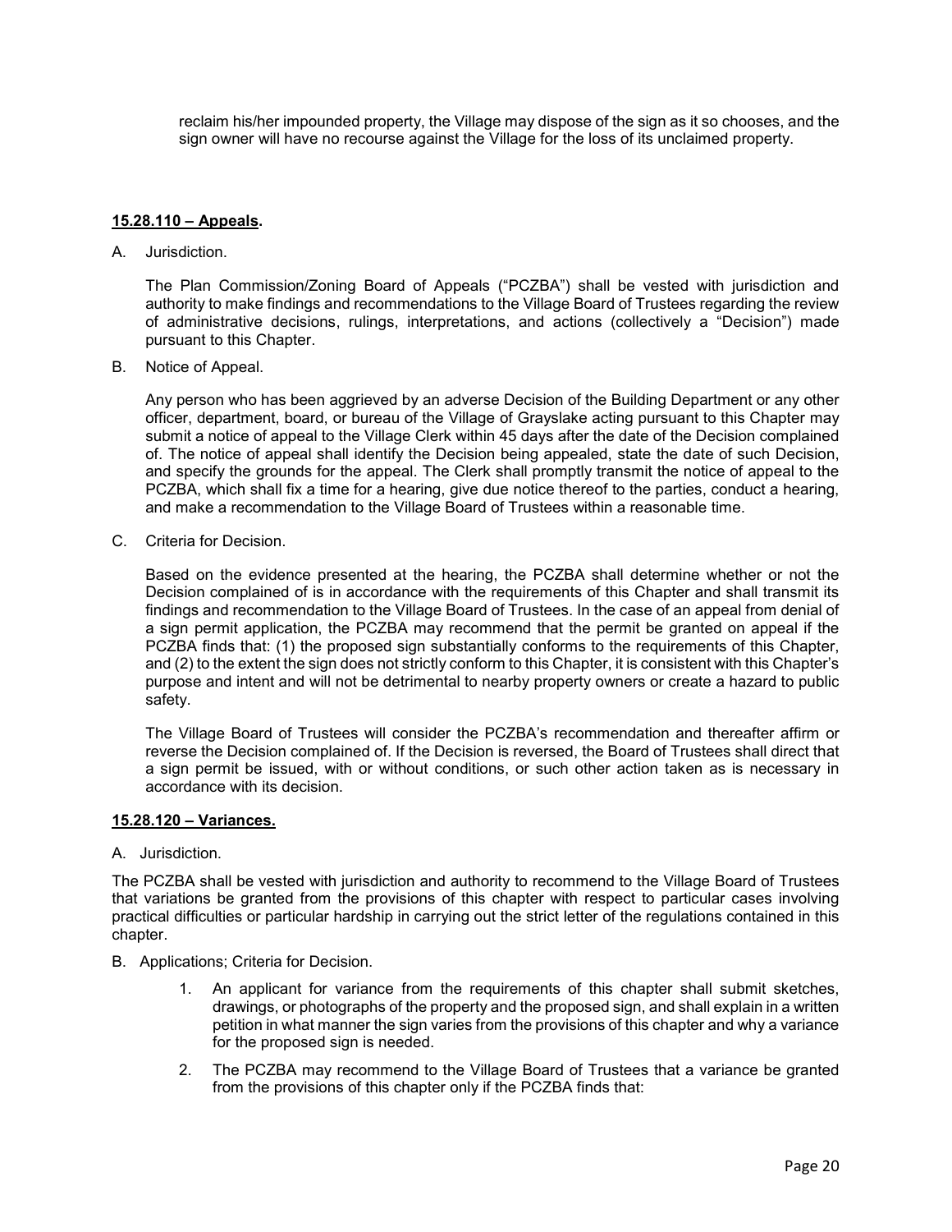reclaim his/her impounded property, the Village may dispose of the sign as it so chooses, and the sign owner will have no recourse against the Village for the loss of its unclaimed property.

**15.28.110 – Appeals.**

A. Jurisdiction.

The Plan Commission/Zoning Board of Appeals ("PCZBA") shall be vested with jurisdiction and authority to make findings and recommendations to the Village Board of Trustees regarding the review of administrative decisions, rulings, interpretations, and actions (collectively a "Decision") made pursuant to this Chapter.

B. Notice of Appeal.

Any person who has been aggrieved by an adverse Decision of the Building Department or any other officer, department, board, or bureau of the Village of Grayslake acting pursuant to this Chapter may submit a notice of appeal to the Village Clerk within 45 days after the date of the Decision complained of. The notice of appeal shall identify the Decision being appealed, state the date of such Decision, and specify the grounds for the appeal. The Clerk shall promptly transmit the notice of appeal to the PCZBA, which shall fix a time for a hearing, give due notice thereof to the parties, conduct a hearing, and make a recommendation to the Village Board of Trustees within a reasonable time.

C. Criteria for Decision.

Based on the evidence presented at the hearing, the PCZBA shall determine whether or not the Decision complained of is in accordance with the requirements of this Chapter and shall transmit its findings and recommendation to the Village Board of Trustees. In the case of an appeal from denial of a sign permit application, the PCZBA may recommend that the permit be granted on appeal if the PCZBA finds that: (1) the proposed sign substantially conforms to the requirements of this Chapter, and (2) to the extent the sign does not strictly conform to this Chapter, it is consistent with this Chapter's purpose and intent and will not be detrimental to nearby property owners or create a hazard to public safety.

The Village Board of Trustees will consider the PCZBA's recommendation and thereafter affirm or reverse the Decision complained of. If the Decision is reversed, the Board of Trustees shall direct that a sign permit be issued, with or without conditions, or such other action taken as is necessary in accordance with its decision.

**15.28.120 – Variances.**

A. Jurisdiction.

The PCZBA shall be vested with jurisdiction and authority to recommend to the Village Board of Trustees that variations be granted from the provisions of this chapter with respect to particular cases involving practical difficulties or particular hardship in carrying out the strict letter of the regulations contained in this chapter.

B. Applications; Criteria for Decision.

1. An applicant for variance from the requirements of this chapter shall submit sketches, drawings, or photographs of the property and the proposed sign, and shall explain in a written petition in what manner the sign varies from the provisions of this chapter and why a variance for the proposed sign is needed.

2. The PCZBA may recommend to the Village Board of Trustees that a variance be granted from the provisions of this chapter only if the PCZBA finds that: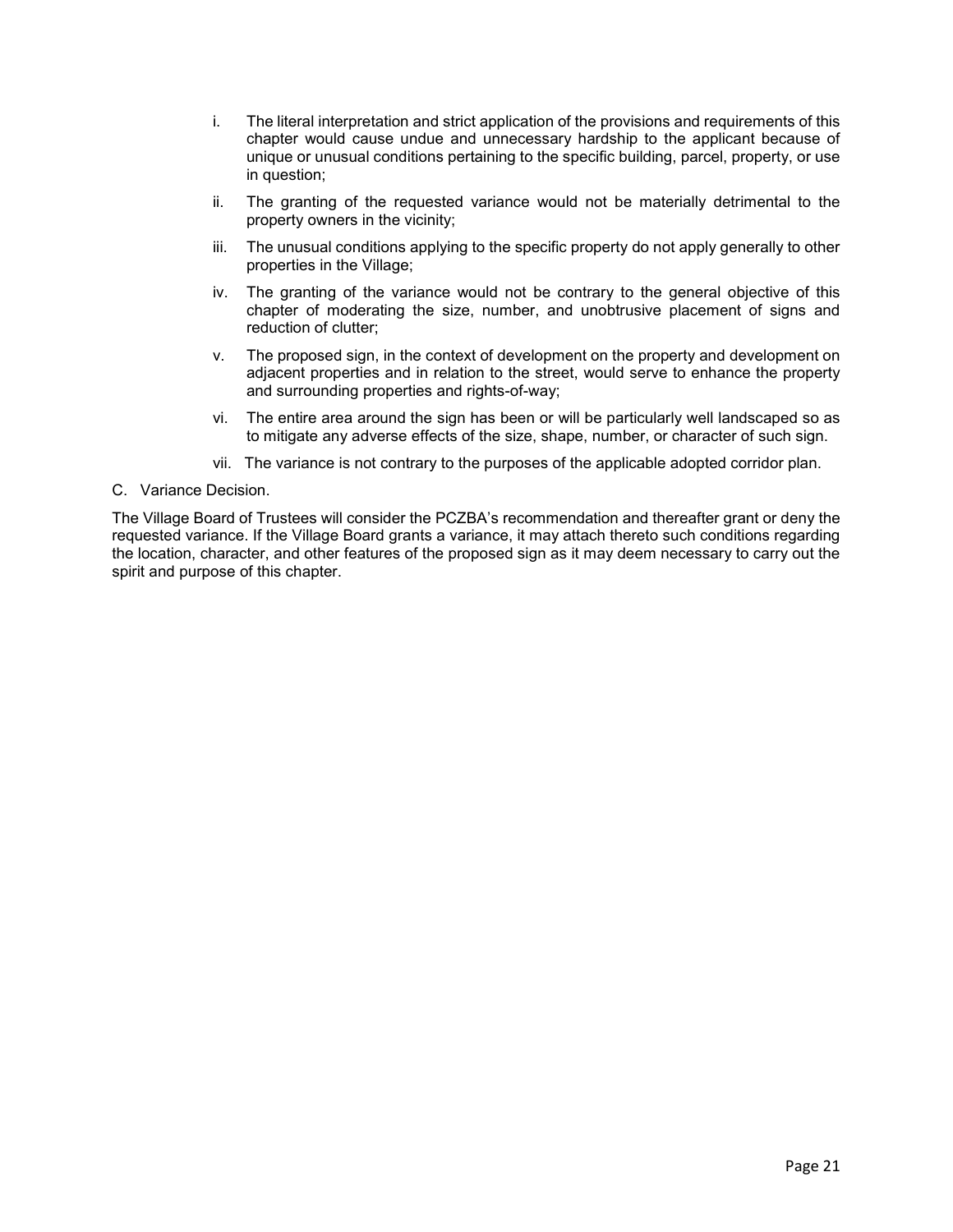i. The literal interpretation and strict application of the provisions and requirements of this chapter would cause undue and unnecessary hardship to the applicant because of unique or unusual conditions pertaining to the specific building, parcel, property, or use in question;

ii. The granting of the requested variance would not be materially detrimental to the property owners in the vicinity;

iii. The unusual conditions applying to the specific property do not apply generally to other properties in the Village;

iv. The granting of the variance would not be contrary to the general objective of this chapter of moderating the size, number, and unobtrusive placement of signs and reduction of clutter;

v. The proposed sign, in the context of development on the property and development on adjacent properties and in relation to the street, would serve to enhance the property and surrounding properties and rights-of-way;

vi. The entire area around the sign has been or will be particularly well landscaped so as to mitigate any adverse effects of the size, shape, number, or character of such sign.

vii. The variance is not contrary to the purposes of the applicable adopted corridor plan.

C. Variance Decision.

The Village Board of Trustees will consider the PCZBA's recommendation and thereafter grant or deny the requested variance. If the Village Board grants a variance, it may attach thereto such conditions regarding the location, character, and other features of the proposed sign as it may deem necessary to carry out the spirit and purpose of this chapter.